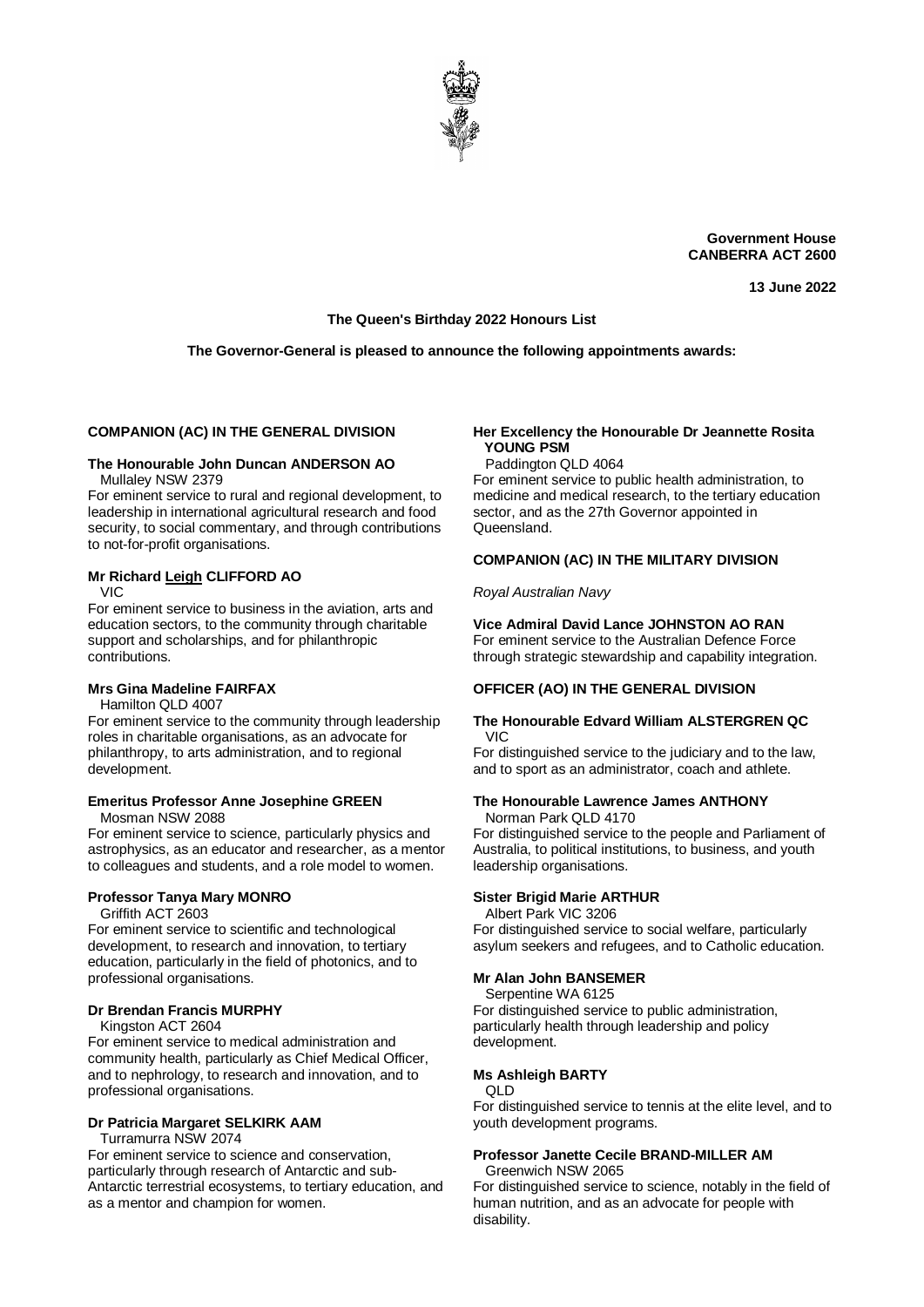**Government House**
**CANBERRA ACT 2600**

**13 June 2022**

**The Queen's Birthday 2022 Honours List**

**The Governor-General is pleased to announce the following appointments awards:**

## COMPANION (AC) IN THE GENERAL DIVISION

**The Honourable John Duncan ANDERSON AO**
Mullaley NSW 2379
For eminent service to rural and regional development, to leadership in international agricultural research and food security, to social commentary, and through contributions to not-for-profit organisations.

**Mr Richard Leigh CLIFFORD AO**
VIC
For eminent service to business in the aviation, arts and education sectors, to the community through charitable support and scholarships, and for philanthropic contributions.

**Mrs Gina Madeline FAIRFAX**
Hamilton QLD 4007
For eminent service to the community through leadership roles in charitable organisations, as an advocate for philanthropy, to arts administration, and to regional development.

**Emeritus Professor Anne Josephine GREEN**
Mosman NSW 2088
For eminent service to science, particularly physics and astrophysics, as an educator and researcher, as a mentor to colleagues and students, and a role model to women.

**Professor Tanya Mary MONRO**
Griffith ACT 2603
For eminent service to scientific and technological development, to research and innovation, to tertiary education, particularly in the field of photonics, and to professional organisations.

**Dr Brendan Francis MURPHY**
Kingston ACT 2604
For eminent service to medical administration and community health, particularly as Chief Medical Officer, and to nephrology, to research and innovation, and to professional organisations.

**Dr Patricia Margaret SELKIRK AAM**
Turramurra NSW 2074
For eminent service to science and conservation, particularly through research of Antarctic and sub-Antarctic terrestrial ecosystems, to tertiary education, and as a mentor and champion for women.

**Her Excellency the Honourable Dr Jeannette Rosita YOUNG PSM**
Paddington QLD 4064
For eminent service to public health administration, to medicine and medical research, to the tertiary education sector, and as the 27th Governor appointed in Queensland.

## COMPANION (AC) IN THE MILITARY DIVISION

*Royal Australian Navy*

**Vice Admiral David Lance JOHNSTON AO RAN**
For eminent service to the Australian Defence Force through strategic stewardship and capability integration.

## OFFICER (AO) IN THE GENERAL DIVISION

**The Honourable Edvard William ALSTERGREN QC**
VIC
For distinguished service to the judiciary and to the law, and to sport as an administrator, coach and athlete.

**The Honourable Lawrence James ANTHONY**
Norman Park QLD 4170
For distinguished service to the people and Parliament of Australia, to political institutions, to business, and youth leadership organisations.

**Sister Brigid Marie ARTHUR**
Albert Park VIC 3206
For distinguished service to social welfare, particularly asylum seekers and refugees, and to Catholic education.

**Mr Alan John BANSEMER**
Serpentine WA 6125
For distinguished service to public administration, particularly health through leadership and policy development.

**Ms Ashleigh BARTY**
QLD
For distinguished service to tennis at the elite level, and to youth development programs.

**Professor Janette Cecile BRAND-MILLER AM**
Greenwich NSW 2065
For distinguished service to science, notably in the field of human nutrition, and as an advocate for people with disability.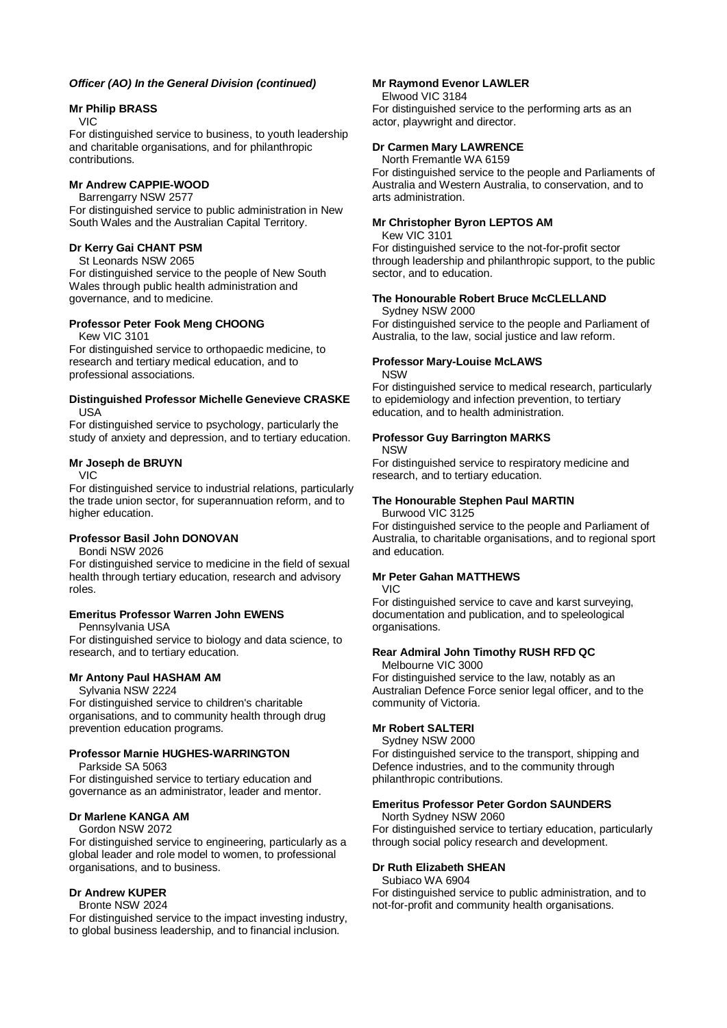***Officer (AO) In the General Division (continued)***

**Mr Philip BRASS**
VIC
For distinguished service to business, to youth leadership and charitable organisations, and for philanthropic contributions.

**Mr Andrew CAPPIE-WOOD**
Barrengarry NSW 2577
For distinguished service to public administration in New South Wales and the Australian Capital Territory.

**Dr Kerry Gai CHANT PSM**
St Leonards NSW 2065
For distinguished service to the people of New South Wales through public health administration and governance, and to medicine.

**Professor Peter Fook Meng CHOONG**
Kew VIC 3101
For distinguished service to orthopaedic medicine, to research and tertiary medical education, and to professional associations.

**Distinguished Professor Michelle Genevieve CRASKE**
USA
For distinguished service to psychology, particularly the study of anxiety and depression, and to tertiary education.

**Mr Joseph de BRUYN**
VIC
For distinguished service to industrial relations, particularly the trade union sector, for superannuation reform, and to higher education.

**Professor Basil John DONOVAN**
Bondi NSW 2026
For distinguished service to medicine in the field of sexual health through tertiary education, research and advisory roles.

**Emeritus Professor Warren John EWENS**
Pennsylvania USA
For distinguished service to biology and data science, to research, and to tertiary education.

**Mr Antony Paul HASHAM AM**
Sylvania NSW 2224
For distinguished service to children's charitable organisations, and to community health through drug prevention education programs.

**Professor Marnie HUGHES-WARRINGTON**
Parkside SA 5063
For distinguished service to tertiary education and governance as an administrator, leader and mentor.

**Dr Marlene KANGA AM**
Gordon NSW 2072
For distinguished service to engineering, particularly as a global leader and role model to women, to professional organisations, and to business.

**Dr Andrew KUPER**
Bronte NSW 2024
For distinguished service to the impact investing industry, to global business leadership, and to financial inclusion.

**Mr Raymond Evenor LAWLER**
Elwood VIC 3184
For distinguished service to the performing arts as an actor, playwright and director.

**Dr Carmen Mary LAWRENCE**
North Fremantle WA 6159
For distinguished service to the people and Parliaments of Australia and Western Australia, to conservation, and to arts administration.

**Mr Christopher Byron LEPTOS AM**
Kew VIC 3101
For distinguished service to the not-for-profit sector through leadership and philanthropic support, to the public sector, and to education.

**The Honourable Robert Bruce McCLELLAND**
Sydney NSW 2000
For distinguished service to the people and Parliament of Australia, to the law, social justice and law reform.

**Professor Mary-Louise McLAWS**
NSW
For distinguished service to medical research, particularly to epidemiology and infection prevention, to tertiary education, and to health administration.

**Professor Guy Barrington MARKS**
NSW
For distinguished service to respiratory medicine and research, and to tertiary education.

**The Honourable Stephen Paul MARTIN**
Burwood VIC 3125
For distinguished service to the people and Parliament of Australia, to charitable organisations, and to regional sport and education.

**Mr Peter Gahan MATTHEWS**
VIC
For distinguished service to cave and karst surveying, documentation and publication, and to speleological organisations.

**Rear Admiral John Timothy RUSH RFD QC**
Melbourne VIC 3000
For distinguished service to the law, notably as an Australian Defence Force senior legal officer, and to the community of Victoria.

**Mr Robert SALTERI**
Sydney NSW 2000
For distinguished service to the transport, shipping and Defence industries, and to the community through philanthropic contributions.

**Emeritus Professor Peter Gordon SAUNDERS**
North Sydney NSW 2060
For distinguished service to tertiary education, particularly through social policy research and development.

**Dr Ruth Elizabeth SHEAN**
Subiaco WA 6904
For distinguished service to public administration, and to not-for-profit and community health organisations.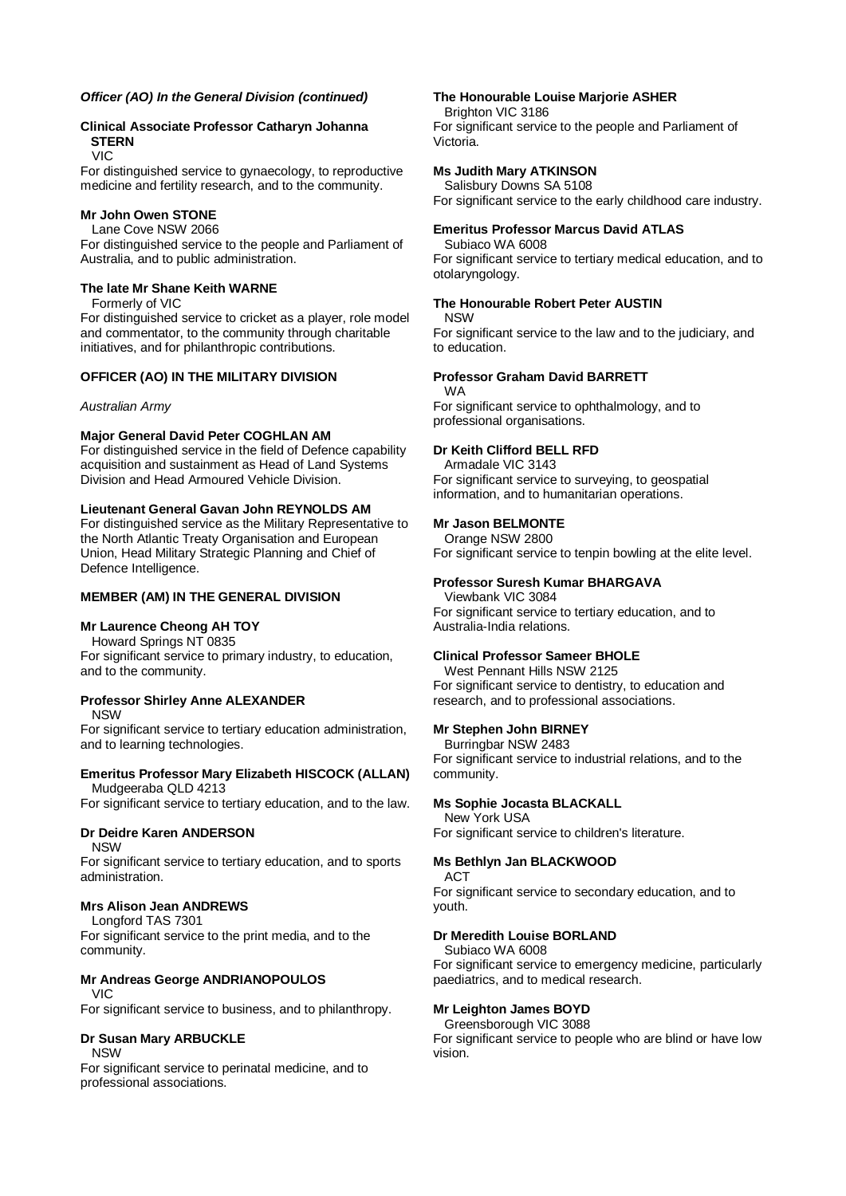*Officer (AO) In the General Division (continued)*

**Clinical Associate Professor Catharyn Johanna STERN**
VIC
For distinguished service to gynaecology, to reproductive medicine and fertility research, and to the community.

**Mr John Owen STONE**
Lane Cove NSW 2066
For distinguished service to the people and Parliament of Australia, and to public administration.

**The late Mr Shane Keith WARNE**
Formerly of VIC
For distinguished service to cricket as a player, role model and commentator, to the community through charitable initiatives, and for philanthropic contributions.

## OFFICER (AO) IN THE MILITARY DIVISION

*Australian Army*

**Major General David Peter COGHLAN AM**
For distinguished service in the field of Defence capability acquisition and sustainment as Head of Land Systems Division and Head Armoured Vehicle Division.

**Lieutenant General Gavan John REYNOLDS AM**
For distinguished service as the Military Representative to the North Atlantic Treaty Organisation and European Union, Head Military Strategic Planning and Chief of Defence Intelligence.

## MEMBER (AM) IN THE GENERAL DIVISION

**Mr Laurence Cheong AH TOY**
Howard Springs NT 0835
For significant service to primary industry, to education, and to the community.

**Professor Shirley Anne ALEXANDER**
NSW
For significant service to tertiary education administration, and to learning technologies.

**Emeritus Professor Mary Elizabeth HISCOCK (ALLAN)**
Mudgeeraba QLD 4213
For significant service to tertiary education, and to the law.

**Dr Deidre Karen ANDERSON**
NSW
For significant service to tertiary education, and to sports administration.

**Mrs Alison Jean ANDREWS**
Longford TAS 7301
For significant service to the print media, and to the community.

**Mr Andreas George ANDRIANOPOULOS**
VIC
For significant service to business, and to philanthropy.

**Dr Susan Mary ARBUCKLE**
NSW
For significant service to perinatal medicine, and to professional associations.

**The Honourable Louise Marjorie ASHER**
Brighton VIC 3186
For significant service to the people and Parliament of Victoria.

**Ms Judith Mary ATKINSON**
Salisbury Downs SA 5108
For significant service to the early childhood care industry.

**Emeritus Professor Marcus David ATLAS**
Subiaco WA 6008
For significant service to tertiary medical education, and to otolaryngology.

**The Honourable Robert Peter AUSTIN**
NSW
For significant service to the law and to the judiciary, and to education.

**Professor Graham David BARRETT**
WA
For significant service to ophthalmology, and to professional organisations.

**Dr Keith Clifford BELL RFD**
Armadale VIC 3143
For significant service to surveying, to geospatial information, and to humanitarian operations.

**Mr Jason BELMONTE**
Orange NSW 2800
For significant service to tenpin bowling at the elite level.

**Professor Suresh Kumar BHARGAVA**
Viewbank VIC 3084
For significant service to tertiary education, and to Australia-India relations.

**Clinical Professor Sameer BHOLE**
West Pennant Hills NSW 2125
For significant service to dentistry, to education and research, and to professional associations.

**Mr Stephen John BIRNEY**
Burringbar NSW 2483
For significant service to industrial relations, and to the community.

**Ms Sophie Jocasta BLACKALL**
New York USA
For significant service to children's literature.

**Ms Bethlyn Jan BLACKWOOD**
ACT
For significant service to secondary education, and to youth.

**Dr Meredith Louise BORLAND**
Subiaco WA 6008
For significant service to emergency medicine, particularly paediatrics, and to medical research.

**Mr Leighton James BOYD**
Greensborough VIC 3088
For significant service to people who are blind or have low vision.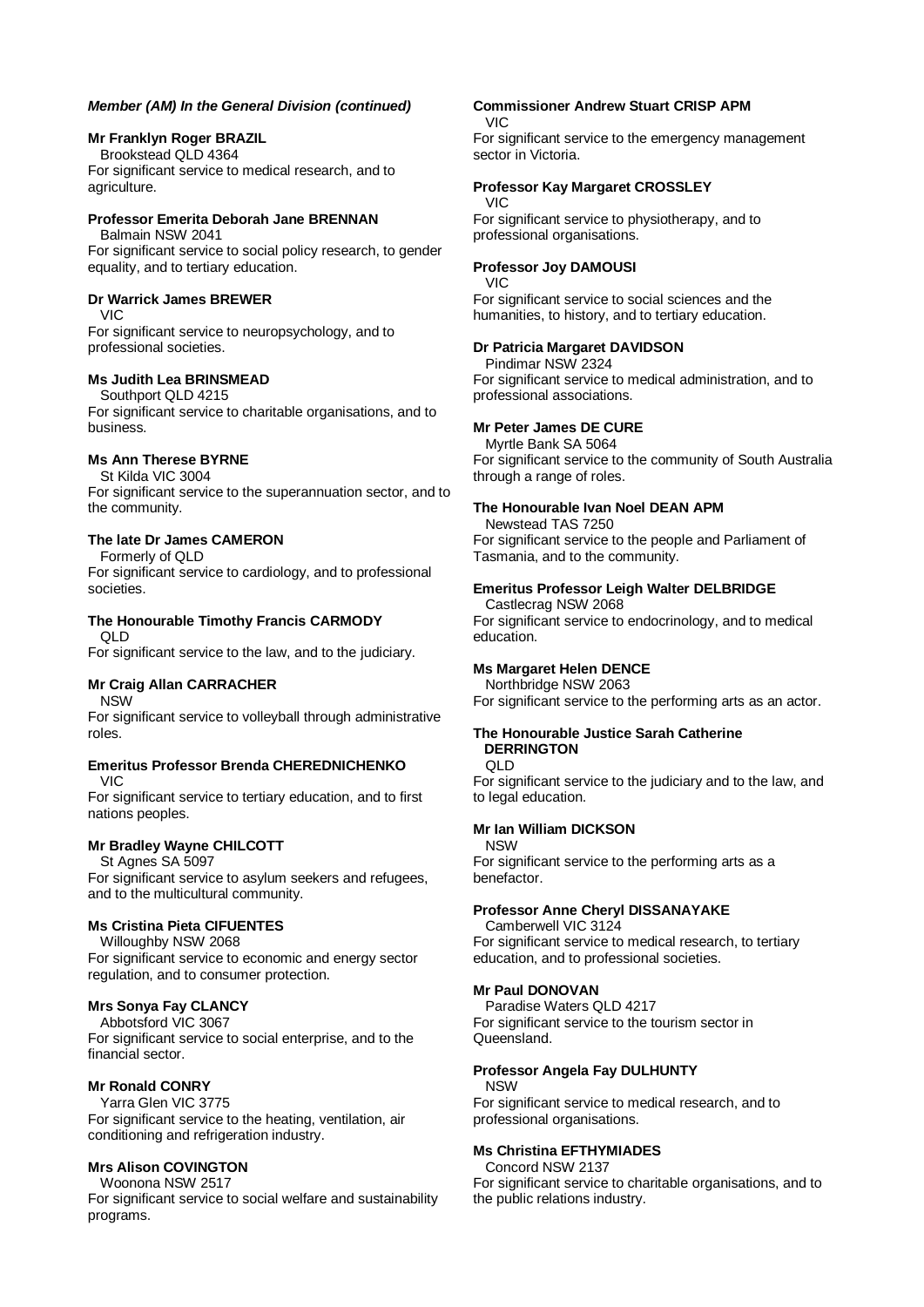***Member (AM) In the General Division (continued)***

**Mr Franklyn Roger BRAZIL**
Brookstead QLD 4364
For significant service to medical research, and to agriculture.

**Professor Emerita Deborah Jane BRENNAN**
Balmain NSW 2041
For significant service to social policy research, to gender equality, and to tertiary education.

**Dr Warrick James BREWER**
VIC
For significant service to neuropsychology, and to professional societies.

**Ms Judith Lea BRINSMEAD**
Southport QLD 4215
For significant service to charitable organisations, and to business.

**Ms Ann Therese BYRNE**
St Kilda VIC 3004
For significant service to the superannuation sector, and to the community.

**The late Dr James CAMERON**
Formerly of QLD
For significant service to cardiology, and to professional societies.

**The Honourable Timothy Francis CARMODY**
QLD
For significant service to the law, and to the judiciary.

**Mr Craig Allan CARRACHER**
NSW
For significant service to volleyball through administrative roles.

**Emeritus Professor Brenda CHEREDNICHENKO**
VIC
For significant service to tertiary education, and to first nations peoples.

**Mr Bradley Wayne CHILCOTT**
St Agnes SA 5097
For significant service to asylum seekers and refugees, and to the multicultural community.

**Ms Cristina Pieta CIFUENTES**
Willoughby NSW 2068
For significant service to economic and energy sector regulation, and to consumer protection.

**Mrs Sonya Fay CLANCY**
Abbotsford VIC 3067
For significant service to social enterprise, and to the financial sector.

**Mr Ronald CONRY**
Yarra Glen VIC 3775
For significant service to the heating, ventilation, air conditioning and refrigeration industry.

**Mrs Alison COVINGTON**
Woonona NSW 2517
For significant service to social welfare and sustainability programs.

**Commissioner Andrew Stuart CRISP APM**
VIC
For significant service to the emergency management sector in Victoria.

**Professor Kay Margaret CROSSLEY**
VIC
For significant service to physiotherapy, and to professional organisations.

**Professor Joy DAMOUSI**
VIC
For significant service to social sciences and the humanities, to history, and to tertiary education.

**Dr Patricia Margaret DAVIDSON**
Pindimar NSW 2324
For significant service to medical administration, and to professional associations.

**Mr Peter James DE CURE**
Myrtle Bank SA 5064
For significant service to the community of South Australia through a range of roles.

**The Honourable Ivan Noel DEAN APM**
Newstead TAS 7250
For significant service to the people and Parliament of Tasmania, and to the community.

**Emeritus Professor Leigh Walter DELBRIDGE**
Castlecrag NSW 2068
For significant service to endocrinology, and to medical education.

**Ms Margaret Helen DENCE**
Northbridge NSW 2063
For significant service to the performing arts as an actor.

**The Honourable Justice Sarah Catherine DERRINGTON**
QLD
For significant service to the judiciary and to the law, and to legal education.

**Mr Ian William DICKSON**
NSW
For significant service to the performing arts as a benefactor.

**Professor Anne Cheryl DISSANAYAKE**
Camberwell VIC 3124
For significant service to medical research, to tertiary education, and to professional societies.

**Mr Paul DONOVAN**
Paradise Waters QLD 4217
For significant service to the tourism sector in Queensland.

**Professor Angela Fay DULHUNTY**
NSW
For significant service to medical research, and to professional organisations.

**Ms Christina EFTHYMIADES**
Concord NSW 2137
For significant service to charitable organisations, and to the public relations industry.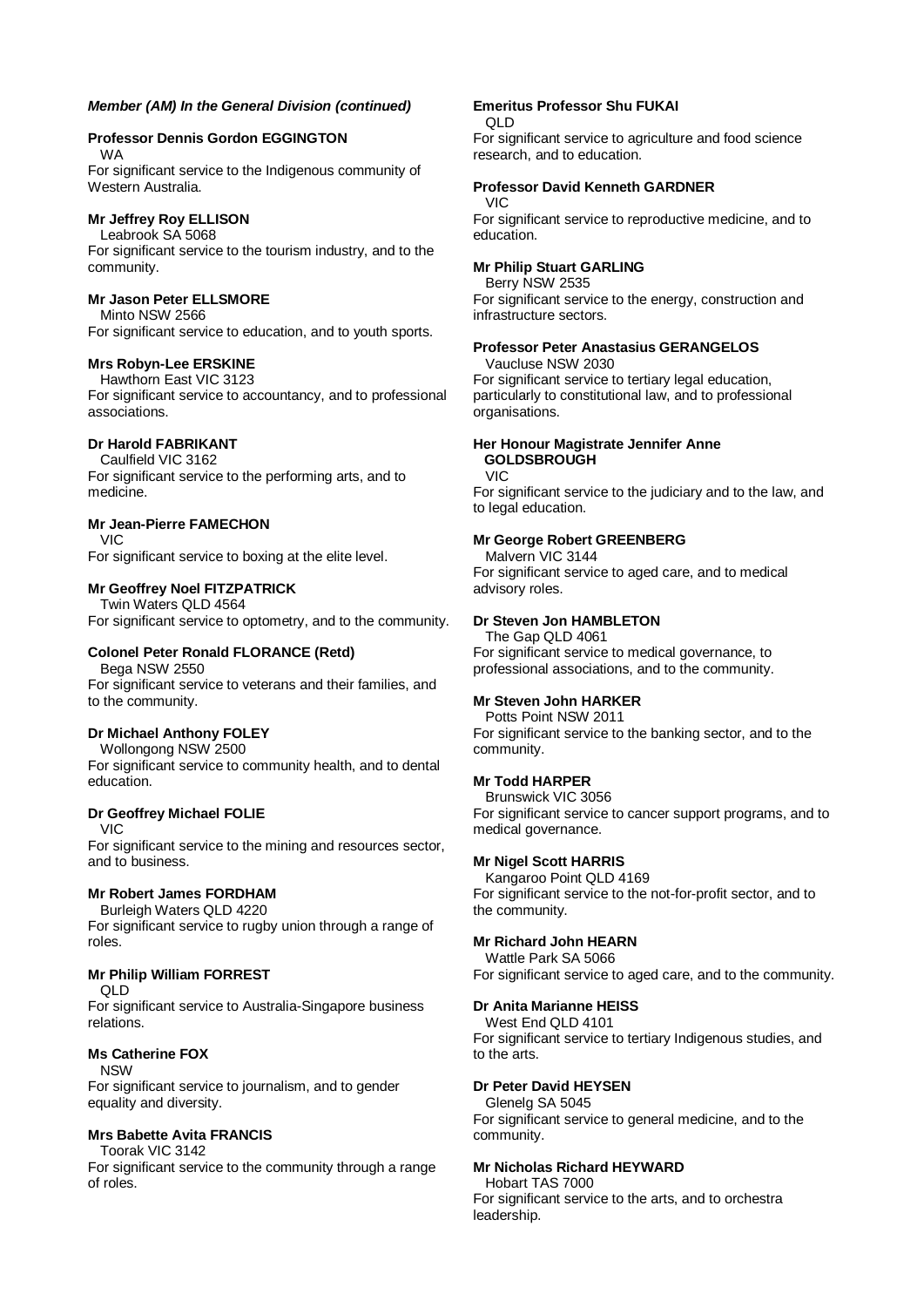***Member (AM) In the General Division (continued)***

**Professor Dennis Gordon EGGINGTON**
WA
For significant service to the Indigenous community of Western Australia.

**Mr Jeffrey Roy ELLISON**
Leabrook SA 5068
For significant service to the tourism industry, and to the community.

**Mr Jason Peter ELLSMORE**
Minto NSW 2566
For significant service to education, and to youth sports.

**Mrs Robyn-Lee ERSKINE**
Hawthorn East VIC 3123
For significant service to accountancy, and to professional associations.

**Dr Harold FABRIKANT**
Caulfield VIC 3162
For significant service to the performing arts, and to medicine.

**Mr Jean-Pierre FAMECHON**
VIC
For significant service to boxing at the elite level.

**Mr Geoffrey Noel FITZPATRICK**
Twin Waters QLD 4564
For significant service to optometry, and to the community.

**Colonel Peter Ronald FLORANCE (Retd)**
Bega NSW 2550
For significant service to veterans and their families, and to the community.

**Dr Michael Anthony FOLEY**
Wollongong NSW 2500
For significant service to community health, and to dental education.

**Dr Geoffrey Michael FOLIE**
VIC
For significant service to the mining and resources sector, and to business.

**Mr Robert James FORDHAM**
Burleigh Waters QLD 4220
For significant service to rugby union through a range of roles.

**Mr Philip William FORREST**
QLD
For significant service to Australia-Singapore business relations.

**Ms Catherine FOX**
NSW
For significant service to journalism, and to gender equality and diversity.

**Mrs Babette Avita FRANCIS**
Toorak VIC 3142
For significant service to the community through a range of roles.

**Emeritus Professor Shu FUKAI**
QLD
For significant service to agriculture and food science research, and to education.

**Professor David Kenneth GARDNER**
VIC
For significant service to reproductive medicine, and to education.

**Mr Philip Stuart GARLING**
Berry NSW 2535
For significant service to the energy, construction and infrastructure sectors.

**Professor Peter Anastasius GERANGELOS**
Vaucluse NSW 2030
For significant service to tertiary legal education, particularly to constitutional law, and to professional organisations.

**Her Honour Magistrate Jennifer Anne GOLDSBROUGH**
VIC
For significant service to the judiciary and to the law, and to legal education.

**Mr George Robert GREENBERG**
Malvern VIC 3144
For significant service to aged care, and to medical advisory roles.

**Dr Steven Jon HAMBLETON**
The Gap QLD 4061
For significant service to medical governance, to professional associations, and to the community.

**Mr Steven John HARKER**
Potts Point NSW 2011
For significant service to the banking sector, and to the community.

**Mr Todd HARPER**
Brunswick VIC 3056
For significant service to cancer support programs, and to medical governance.

**Mr Nigel Scott HARRIS**
Kangaroo Point QLD 4169
For significant service to the not-for-profit sector, and to the community.

**Mr Richard John HEARN**
Wattle Park SA 5066
For significant service to aged care, and to the community.

**Dr Anita Marianne HEISS**
West End QLD 4101
For significant service to tertiary Indigenous studies, and to the arts.

**Dr Peter David HEYSEN**
Glenelg SA 5045
For significant service to general medicine, and to the community.

**Mr Nicholas Richard HEYWARD**
Hobart TAS 7000
For significant service to the arts, and to orchestra leadership.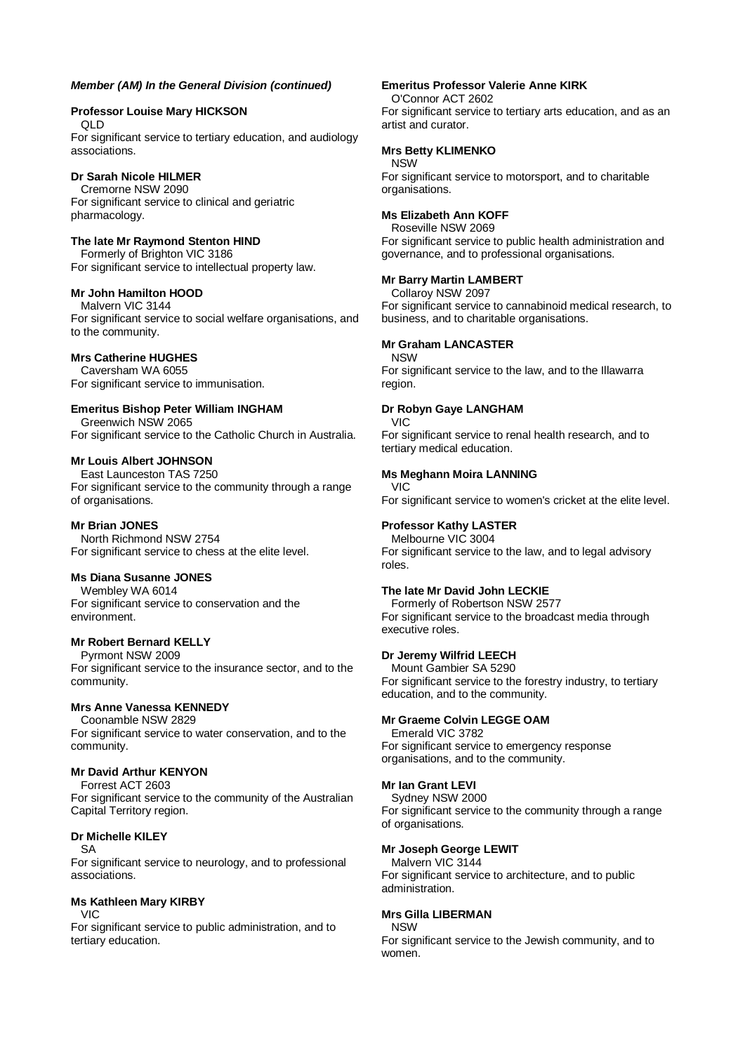***Member (AM) In the General Division (continued)***

**Professor Louise Mary HICKSON**
QLD
For significant service to tertiary education, and audiology associations.

**Dr Sarah Nicole HILMER**
Cremorne NSW 2090
For significant service to clinical and geriatric pharmacology.

**The late Mr Raymond Stenton HIND**
Formerly of Brighton VIC 3186
For significant service to intellectual property law.

**Mr John Hamilton HOOD**
Malvern VIC 3144
For significant service to social welfare organisations, and to the community.

**Mrs Catherine HUGHES**
Caversham WA 6055
For significant service to immunisation.

**Emeritus Bishop Peter William INGHAM**
Greenwich NSW 2065
For significant service to the Catholic Church in Australia.

**Mr Louis Albert JOHNSON**
East Launceston TAS 7250
For significant service to the community through a range of organisations.

**Mr Brian JONES**
North Richmond NSW 2754
For significant service to chess at the elite level.

**Ms Diana Susanne JONES**
Wembley WA 6014
For significant service to conservation and the environment.

**Mr Robert Bernard KELLY**
Pyrmont NSW 2009
For significant service to the insurance sector, and to the community.

**Mrs Anne Vanessa KENNEDY**
Coonamble NSW 2829
For significant service to water conservation, and to the community.

**Mr David Arthur KENYON**
Forrest ACT 2603
For significant service to the community of the Australian Capital Territory region.

**Dr Michelle KILEY**
SA
For significant service to neurology, and to professional associations.

**Ms Kathleen Mary KIRBY**
VIC
For significant service to public administration, and to tertiary education.

**Emeritus Professor Valerie Anne KIRK**
O'Connor ACT 2602
For significant service to tertiary arts education, and as an artist and curator.

**Mrs Betty KLIMENKO**
NSW
For significant service to motorsport, and to charitable organisations.

**Ms Elizabeth Ann KOFF**
Roseville NSW 2069
For significant service to public health administration and governance, and to professional organisations.

**Mr Barry Martin LAMBERT**
Collaroy NSW 2097
For significant service to cannabinoid medical research, to business, and to charitable organisations.

**Mr Graham LANCASTER**
NSW
For significant service to the law, and to the Illawarra region.

**Dr Robyn Gaye LANGHAM**
VIC
For significant service to renal health research, and to tertiary medical education.

**Ms Meghann Moira LANNING**
VIC
For significant service to women's cricket at the elite level.

**Professor Kathy LASTER**
Melbourne VIC 3004
For significant service to the law, and to legal advisory roles.

**The late Mr David John LECKIE**
Formerly of Robertson NSW 2577
For significant service to the broadcast media through executive roles.

**Dr Jeremy Wilfrid LEECH**
Mount Gambier SA 5290
For significant service to the forestry industry, to tertiary education, and to the community.

**Mr Graeme Colvin LEGGE OAM**
Emerald VIC 3782
For significant service to emergency response organisations, and to the community.

**Mr Ian Grant LEVI**
Sydney NSW 2000
For significant service to the community through a range of organisations.

**Mr Joseph George LEWIT**
Malvern VIC 3144
For significant service to architecture, and to public administration.

**Mrs Gilla LIBERMAN**
NSW
For significant service to the Jewish community, and to women.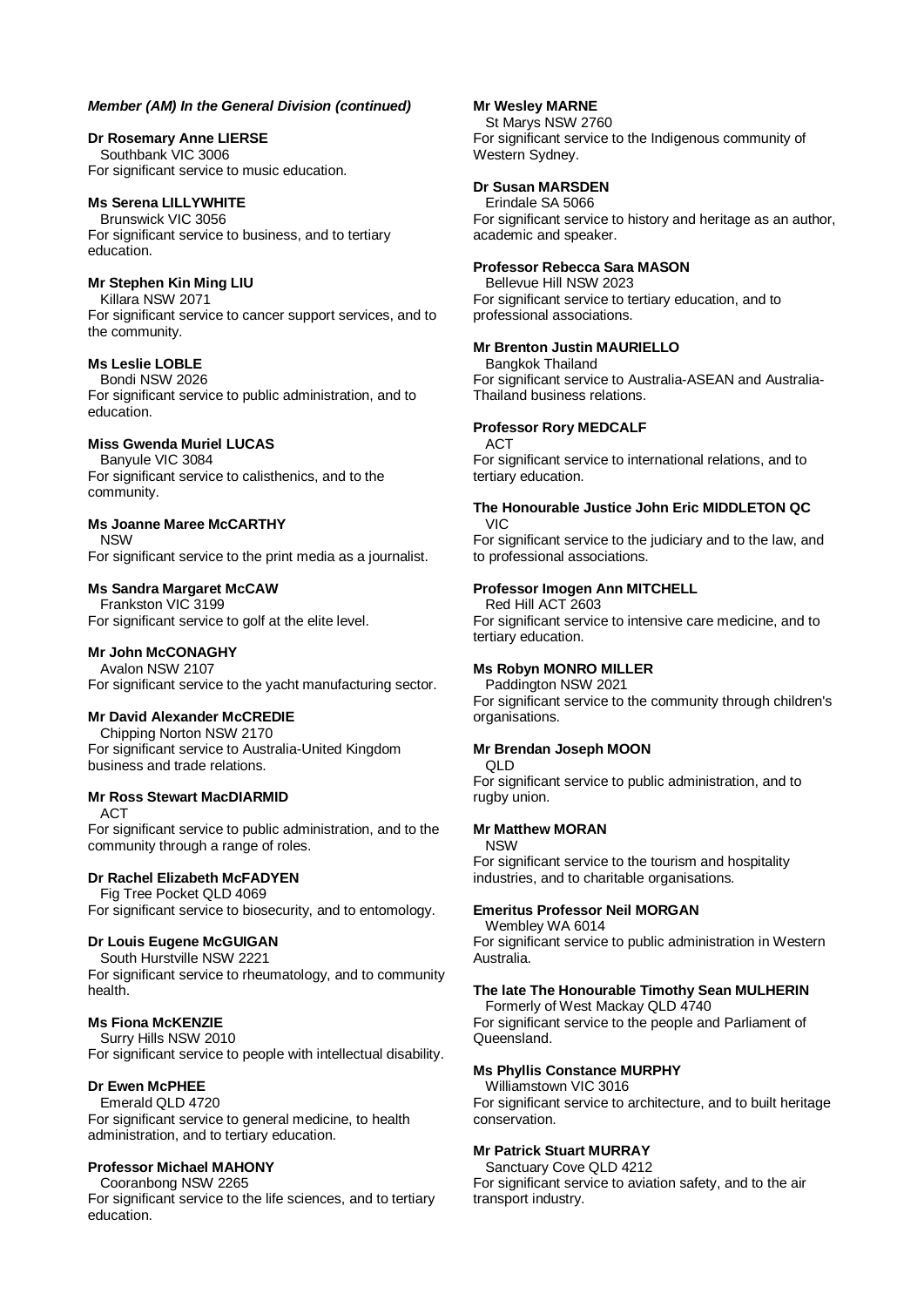***Member (AM) In the General Division (continued)***

**Dr Rosemary Anne LIERSE**
Southbank VIC 3006
For significant service to music education.

**Ms Serena LILLYWHITE**
Brunswick VIC 3056
For significant service to business, and to tertiary education.

**Mr Stephen Kin Ming LIU**
Killara NSW 2071
For significant service to cancer support services, and to the community.

**Ms Leslie LOBLE**
Bondi NSW 2026
For significant service to public administration, and to education.

**Miss Gwenda Muriel LUCAS**
Banyule VIC 3084
For significant service to calisthenics, and to the community.

**Ms Joanne Maree McCARTHY**
NSW
For significant service to the print media as a journalist.

**Ms Sandra Margaret McCAW**
Frankston VIC 3199
For significant service to golf at the elite level.

**Mr John McCONAGHY**
Avalon NSW 2107
For significant service to the yacht manufacturing sector.

**Mr David Alexander McCREDIE**
Chipping Norton NSW 2170
For significant service to Australia-United Kingdom business and trade relations.

**Mr Ross Stewart MacDIARMID**
ACT
For significant service to public administration, and to the community through a range of roles.

**Dr Rachel Elizabeth McFADYEN**
Fig Tree Pocket QLD 4069
For significant service to biosecurity, and to entomology.

**Dr Louis Eugene McGUIGAN**
South Hurstville NSW 2221
For significant service to rheumatology, and to community health.

**Ms Fiona McKENZIE**
Surry Hills NSW 2010
For significant service to people with intellectual disability.

**Dr Ewen McPHEE**
Emerald QLD 4720
For significant service to general medicine, to health administration, and to tertiary education.

**Professor Michael MAHONY**
Cooranbong NSW 2265
For significant service to the life sciences, and to tertiary education.

**Mr Wesley MARNE**
St Marys NSW 2760
For significant service to the Indigenous community of Western Sydney.

**Dr Susan MARSDEN**
Erindale SA 5066
For significant service to history and heritage as an author, academic and speaker.

**Professor Rebecca Sara MASON**
Bellevue Hill NSW 2023
For significant service to tertiary education, and to professional associations.

**Mr Brenton Justin MAURIELLO**
Bangkok Thailand
For significant service to Australia-ASEAN and Australia-Thailand business relations.

**Professor Rory MEDCALF**
ACT
For significant service to international relations, and to tertiary education.

**The Honourable Justice John Eric MIDDLETON QC**
VIC
For significant service to the judiciary and to the law, and to professional associations.

**Professor Imogen Ann MITCHELL**
Red Hill ACT 2603
For significant service to intensive care medicine, and to tertiary education.

**Ms Robyn MONRO MILLER**
Paddington NSW 2021
For significant service to the community through children's organisations.

**Mr Brendan Joseph MOON**
QLD
For significant service to public administration, and to rugby union.

**Mr Matthew MORAN**
NSW
For significant service to the tourism and hospitality industries, and to charitable organisations.

**Emeritus Professor Neil MORGAN**
Wembley WA 6014
For significant service to public administration in Western Australia.

**The late The Honourable Timothy Sean MULHERIN**
Formerly of West Mackay QLD 4740
For significant service to the people and Parliament of Queensland.

**Ms Phyllis Constance MURPHY**
Williamstown VIC 3016
For significant service to architecture, and to built heritage conservation.

**Mr Patrick Stuart MURRAY**
Sanctuary Cove QLD 4212
For significant service to aviation safety, and to the air transport industry.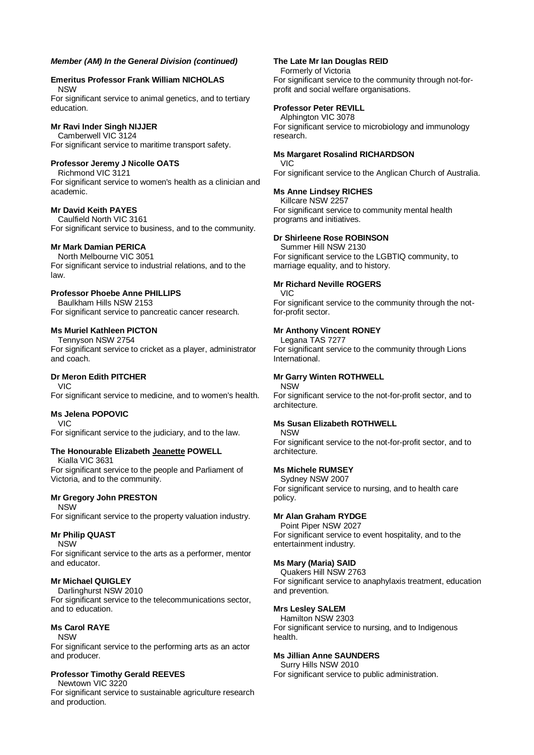***Member (AM) In the General Division (continued)***

**Emeritus Professor Frank William NICHOLAS**
NSW
For significant service to animal genetics, and to tertiary education.

**Mr Ravi Inder Singh NIJJER**
Camberwell VIC 3124
For significant service to maritime transport safety.

**Professor Jeremy J Nicolle OATS**
Richmond VIC 3121
For significant service to women's health as a clinician and academic.

**Mr David Keith PAYES**
Caulfield North VIC 3161
For significant service to business, and to the community.

**Mr Mark Damian PERICA**
North Melbourne VIC 3051
For significant service to industrial relations, and to the law.

**Professor Phoebe Anne PHILLIPS**
Baulkham Hills NSW 2153
For significant service to pancreatic cancer research.

**Ms Muriel Kathleen PICTON**
Tennyson NSW 2754
For significant service to cricket as a player, administrator and coach.

**Dr Meron Edith PITCHER**
VIC
For significant service to medicine, and to women's health.

**Ms Jelena POPOVIC**
VIC
For significant service to the judiciary, and to the law.

**The Honourable Elizabeth Jeanette POWELL**
Kialla VIC 3631
For significant service to the people and Parliament of Victoria, and to the community.

**Mr Gregory John PRESTON**
NSW
For significant service to the property valuation industry.

**Mr Philip QUAST**
NSW
For significant service to the arts as a performer, mentor and educator.

**Mr Michael QUIGLEY**
Darlinghurst NSW 2010
For significant service to the telecommunications sector, and to education.

**Ms Carol RAYE**
NSW
For significant service to the performing arts as an actor and producer.

**Professor Timothy Gerald REEVES**
Newtown VIC 3220
For significant service to sustainable agriculture research and production.

**The Late Mr Ian Douglas REID**
Formerly of Victoria
For significant service to the community through not-for-profit and social welfare organisations.

**Professor Peter REVILL**
Alphington VIC 3078
For significant service to microbiology and immunology research.

**Ms Margaret Rosalind RICHARDSON**
VIC
For significant service to the Anglican Church of Australia.

**Ms Anne Lindsey RICHES**
Killcare NSW 2257
For significant service to community mental health programs and initiatives.

**Dr Shirleene Rose ROBINSON**
Summer Hill NSW 2130
For significant service to the LGBTIQ community, to marriage equality, and to history.

**Mr Richard Neville ROGERS**
VIC
For significant service to the community through the not-for-profit sector.

**Mr Anthony Vincent RONEY**
Legana TAS 7277
For significant service to the community through Lions International.

**Mr Garry Winten ROTHWELL**
NSW
For significant service to the not-for-profit sector, and to architecture.

**Ms Susan Elizabeth ROTHWELL**
NSW
For significant service to the not-for-profit sector, and to architecture.

**Ms Michele RUMSEY**
Sydney NSW 2007
For significant service to nursing, and to health care policy.

**Mr Alan Graham RYDGE**
Point Piper NSW 2027
For significant service to event hospitality, and to the entertainment industry.

**Ms Mary (Maria) SAID**
Quakers Hill NSW 2763
For significant service to anaphylaxis treatment, education and prevention.

**Mrs Lesley SALEM**
Hamilton NSW 2303
For significant service to nursing, and to Indigenous health.

**Ms Jillian Anne SAUNDERS**
Surry Hills NSW 2010
For significant service to public administration.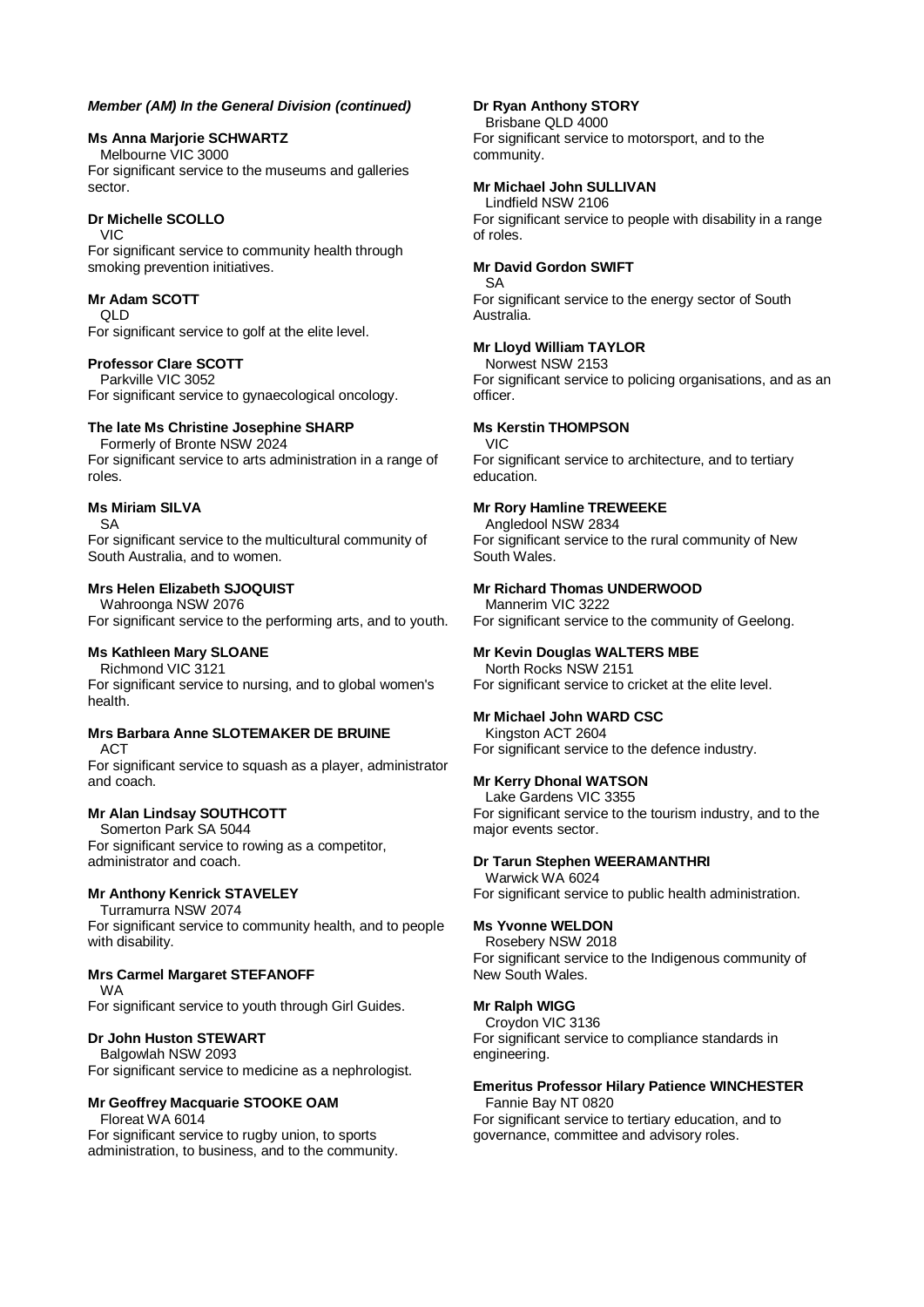***Member (AM) In the General Division (continued)***

**Ms Anna Marjorie SCHWARTZ**
Melbourne VIC 3000
For significant service to the museums and galleries sector.

**Dr Michelle SCOLLO**
VIC
For significant service to community health through smoking prevention initiatives.

**Mr Adam SCOTT**
QLD
For significant service to golf at the elite level.

**Professor Clare SCOTT**
Parkville VIC 3052
For significant service to gynaecological oncology.

**The late Ms Christine Josephine SHARP**
Formerly of Bronte NSW 2024
For significant service to arts administration in a range of roles.

**Ms Miriam SILVA**
SA
For significant service to the multicultural community of South Australia, and to women.

**Mrs Helen Elizabeth SJOQUIST**
Wahroonga NSW 2076
For significant service to the performing arts, and to youth.

**Ms Kathleen Mary SLOANE**
Richmond VIC 3121
For significant service to nursing, and to global women's health.

**Mrs Barbara Anne SLOTEMAKER DE BRUINE**
ACT
For significant service to squash as a player, administrator and coach.

**Mr Alan Lindsay SOUTHCOTT**
Somerton Park SA 5044
For significant service to rowing as a competitor, administrator and coach.

**Mr Anthony Kenrick STAVELEY**
Turramurra NSW 2074
For significant service to community health, and to people with disability.

**Mrs Carmel Margaret STEFANOFF**
WA
For significant service to youth through Girl Guides.

**Dr John Huston STEWART**
Balgowlah NSW 2093
For significant service to medicine as a nephrologist.

**Mr Geoffrey Macquarie STOOKE OAM**
Floreat WA 6014
For significant service to rugby union, to sports administration, to business, and to the community.

**Dr Ryan Anthony STORY**
Brisbane QLD 4000
For significant service to motorsport, and to the community.

**Mr Michael John SULLIVAN**
Lindfield NSW 2106
For significant service to people with disability in a range of roles.

**Mr David Gordon SWIFT**
SA
For significant service to the energy sector of South Australia.

**Mr Lloyd William TAYLOR**
Norwest NSW 2153
For significant service to policing organisations, and as an officer.

**Ms Kerstin THOMPSON**
VIC
For significant service to architecture, and to tertiary education.

**Mr Rory Hamline TREWEEKE**
Angledool NSW 2834
For significant service to the rural community of New South Wales.

**Mr Richard Thomas UNDERWOOD**
Mannerim VIC 3222
For significant service to the community of Geelong.

**Mr Kevin Douglas WALTERS MBE**
North Rocks NSW 2151
For significant service to cricket at the elite level.

**Mr Michael John WARD CSC**
Kingston ACT 2604
For significant service to the defence industry.

**Mr Kerry Dhonal WATSON**
Lake Gardens VIC 3355
For significant service to the tourism industry, and to the major events sector.

**Dr Tarun Stephen WEERAMANTHRI**
Warwick WA 6024
For significant service to public health administration.

**Ms Yvonne WELDON**
Rosebery NSW 2018
For significant service to the Indigenous community of New South Wales.

**Mr Ralph WIGG**
Croydon VIC 3136
For significant service to compliance standards in engineering.

**Emeritus Professor Hilary Patience WINCHESTER**
Fannie Bay NT 0820
For significant service to tertiary education, and to governance, committee and advisory roles.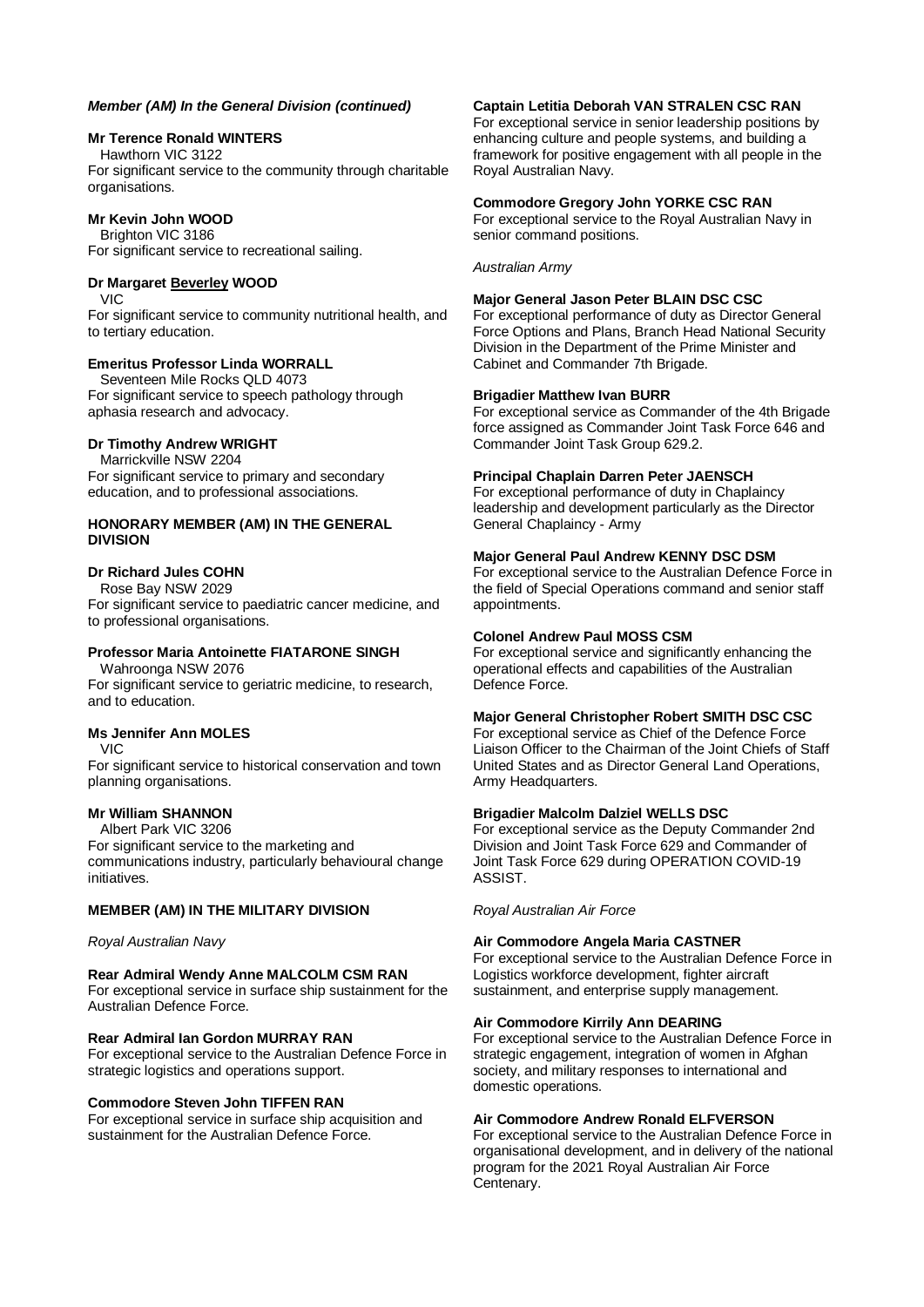*Member (AM) In the General Division (continued)*

**Mr Terence Ronald WINTERS**
Hawthorn VIC 3122
For significant service to the community through charitable organisations.

**Mr Kevin John WOOD**
Brighton VIC 3186
For significant service to recreational sailing.

**Dr Margaret Beverley WOOD**
VIC
For significant service to community nutritional health, and to tertiary education.

**Emeritus Professor Linda WORRALL**
Seventeen Mile Rocks QLD 4073
For significant service to speech pathology through aphasia research and advocacy.

**Dr Timothy Andrew WRIGHT**
Marrickville NSW 2204
For significant service to primary and secondary education, and to professional associations.

**HONORARY MEMBER (AM) IN THE GENERAL DIVISION**

**Dr Richard Jules COHN**
Rose Bay NSW 2029
For significant service to paediatric cancer medicine, and to professional organisations.

**Professor Maria Antoinette FIATARONE SINGH**
Wahroonga NSW 2076
For significant service to geriatric medicine, to research, and to education.

**Ms Jennifer Ann MOLES**
VIC
For significant service to historical conservation and town planning organisations.

**Mr William SHANNON**
Albert Park VIC 3206
For significant service to the marketing and communications industry, particularly behavioural change initiatives.

**MEMBER (AM) IN THE MILITARY DIVISION**

*Royal Australian Navy*

**Rear Admiral Wendy Anne MALCOLM CSM RAN**
For exceptional service in surface ship sustainment for the Australian Defence Force.

**Rear Admiral Ian Gordon MURRAY RAN**
For exceptional service to the Australian Defence Force in strategic logistics and operations support.

**Commodore Steven John TIFFEN RAN**
For exceptional service in surface ship acquisition and sustainment for the Australian Defence Force.

**Captain Letitia Deborah VAN STRALEN CSC RAN**
For exceptional service in senior leadership positions by enhancing culture and people systems, and building a framework for positive engagement with all people in the Royal Australian Navy.

**Commodore Gregory John YORKE CSC RAN**
For exceptional service to the Royal Australian Navy in senior command positions.

*Australian Army*

**Major General Jason Peter BLAIN DSC CSC**
For exceptional performance of duty as Director General Force Options and Plans, Branch Head National Security Division in the Department of the Prime Minister and Cabinet and Commander 7th Brigade.

**Brigadier Matthew Ivan BURR**
For exceptional service as Commander of the 4th Brigade force assigned as Commander Joint Task Force 646 and Commander Joint Task Group 629.2.

**Principal Chaplain Darren Peter JAENSCH**
For exceptional performance of duty in Chaplaincy leadership and development particularly as the Director General Chaplaincy - Army

**Major General Paul Andrew KENNY DSC DSM**
For exceptional service to the Australian Defence Force in the field of Special Operations command and senior staff appointments.

**Colonel Andrew Paul MOSS CSM**
For exceptional service and significantly enhancing the operational effects and capabilities of the Australian Defence Force.

**Major General Christopher Robert SMITH DSC CSC**
For exceptional service as Chief of the Defence Force Liaison Officer to the Chairman of the Joint Chiefs of Staff United States and as Director General Land Operations, Army Headquarters.

**Brigadier Malcolm Dalziel WELLS DSC**
For exceptional service as the Deputy Commander 2nd Division and Joint Task Force 629 and Commander of Joint Task Force 629 during OPERATION COVID-19 ASSIST.

*Royal Australian Air Force*

**Air Commodore Angela Maria CASTNER**
For exceptional service to the Australian Defence Force in Logistics workforce development, fighter aircraft sustainment, and enterprise supply management.

**Air Commodore Kirrily Ann DEARING**
For exceptional service to the Australian Defence Force in strategic engagement, integration of women in Afghan society, and military responses to international and domestic operations.

**Air Commodore Andrew Ronald ELFVERSON**
For exceptional service to the Australian Defence Force in organisational development, and in delivery of the national program for the 2021 Royal Australian Air Force Centenary.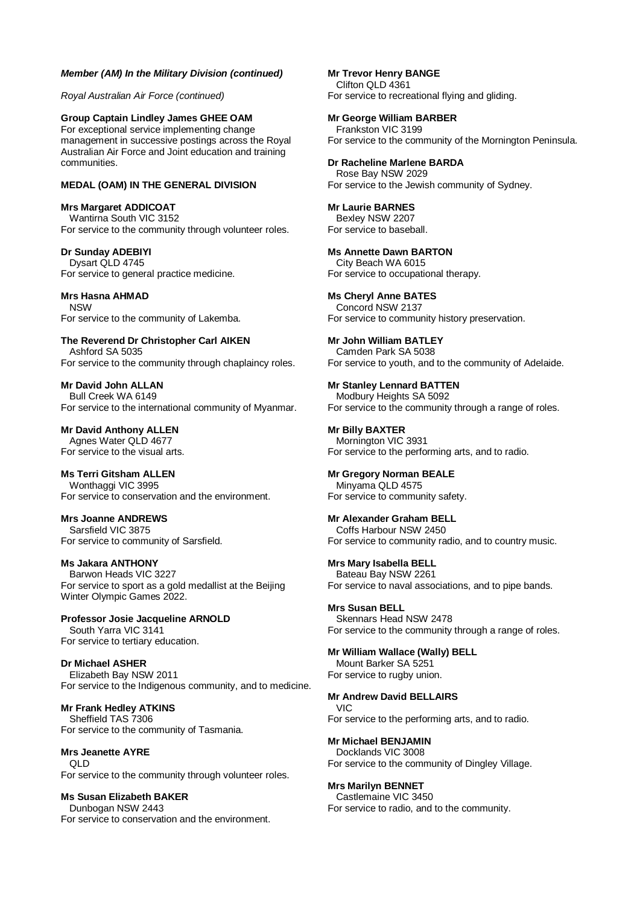***Member (AM) In the Military Division (continued)***

*Royal Australian Air Force (continued)*

**Group Captain Lindley James GHEE OAM**
For exceptional service implementing change management in successive postings across the Royal Australian Air Force and Joint education and training communities.

**MEDAL (OAM) IN THE GENERAL DIVISION**

**Mrs Margaret ADDICOAT**
Wantirna South VIC 3152
For service to the community through volunteer roles.

**Dr Sunday ADEBIYI**
Dysart QLD 4745
For service to general practice medicine.

**Mrs Hasna AHMAD**
NSW
For service to the community of Lakemba.

**The Reverend Dr Christopher Carl AIKEN**
Ashford SA 5035
For service to the community through chaplaincy roles.

**Mr David John ALLAN**
Bull Creek WA 6149
For service to the international community of Myanmar.

**Mr David Anthony ALLEN**
Agnes Water QLD 4677
For service to the visual arts.

**Ms Terri Gitsham ALLEN**
Wonthaggi VIC 3995
For service to conservation and the environment.

**Mrs Joanne ANDREWS**
Sarsfield VIC 3875
For service to community of Sarsfield.

**Ms Jakara ANTHONY**
Barwon Heads VIC 3227
For service to sport as a gold medallist at the Beijing Winter Olympic Games 2022.

**Professor Josie Jacqueline ARNOLD**
South Yarra VIC 3141
For service to tertiary education.

**Dr Michael ASHER**
Elizabeth Bay NSW 2011
For service to the Indigenous community, and to medicine.

**Mr Frank Hedley ATKINS**
Sheffield TAS 7306
For service to the community of Tasmania.

**Mrs Jeanette AYRE**
QLD
For service to the community through volunteer roles.

**Ms Susan Elizabeth BAKER**
Dunbogan NSW 2443
For service to conservation and the environment.

**Mr Trevor Henry BANGE**
Clifton QLD 4361
For service to recreational flying and gliding.

**Mr George William BARBER**
Frankston VIC 3199
For service to the community of the Mornington Peninsula.

**Dr Racheline Marlene BARDA**
Rose Bay NSW 2029
For service to the Jewish community of Sydney.

**Mr Laurie BARNES**
Bexley NSW 2207
For service to baseball.

**Ms Annette Dawn BARTON**
City Beach WA 6015
For service to occupational therapy.

**Ms Cheryl Anne BATES**
Concord NSW 2137
For service to community history preservation.

**Mr John William BATLEY**
Camden Park SA 5038
For service to youth, and to the community of Adelaide.

**Mr Stanley Lennard BATTEN**
Modbury Heights SA 5092
For service to the community through a range of roles.

**Mr Billy BAXTER**
Mornington VIC 3931
For service to the performing arts, and to radio.

**Mr Gregory Norman BEALE**
Minyama QLD 4575
For service to community safety.

**Mr Alexander Graham BELL**
Coffs Harbour NSW 2450
For service to community radio, and to country music.

**Mrs Mary Isabella BELL**
Bateau Bay NSW 2261
For service to naval associations, and to pipe bands.

**Mrs Susan BELL**
Skennars Head NSW 2478
For service to the community through a range of roles.

**Mr William Wallace (Wally) BELL**
Mount Barker SA 5251
For service to rugby union.

**Mr Andrew David BELLAIRS**
VIC
For service to the performing arts, and to radio.

**Mr Michael BENJAMIN**
Docklands VIC 3008
For service to the community of Dingley Village.

**Mrs Marilyn BENNET**
Castlemaine VIC 3450
For service to radio, and to the community.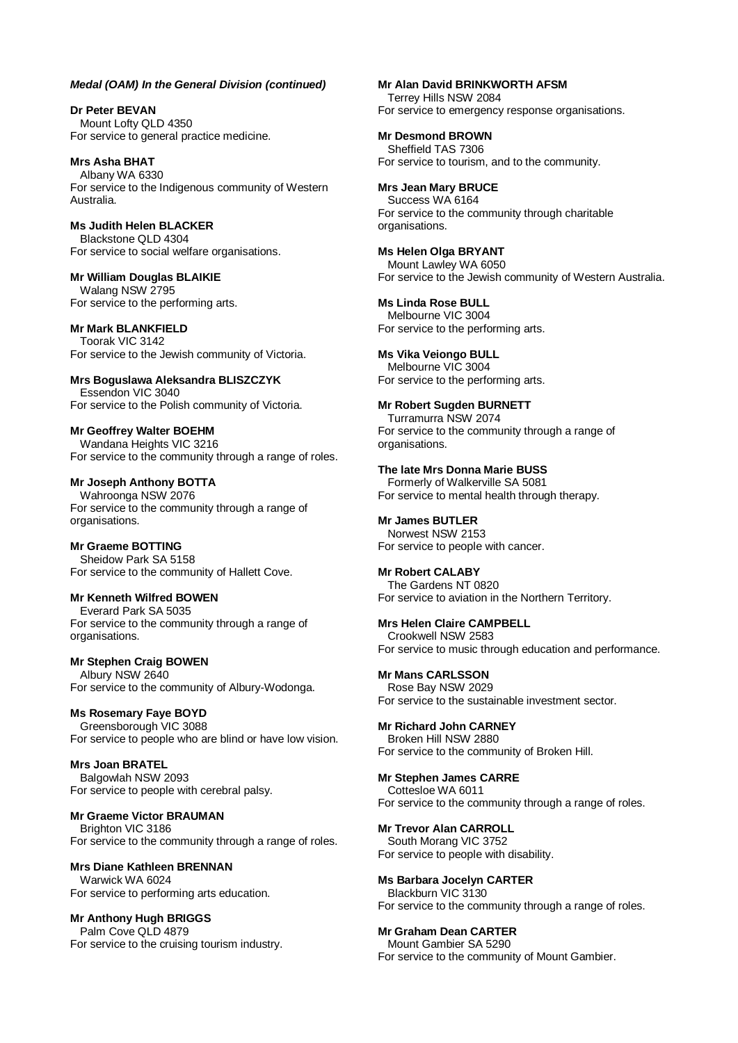***Medal (OAM) In the General Division (continued)***

**Dr Peter BEVAN**
Mount Lofty QLD 4350
For service to general practice medicine.

**Mrs Asha BHAT**
Albany WA 6330
For service to the Indigenous community of Western Australia.

**Ms Judith Helen BLACKER**
Blackstone QLD 4304
For service to social welfare organisations.

**Mr William Douglas BLAIKIE**
Walang NSW 2795
For service to the performing arts.

**Mr Mark BLANKFIELD**
Toorak VIC 3142
For service to the Jewish community of Victoria.

**Mrs Boguslawa Aleksandra BLISZCZYK**
Essendon VIC 3040
For service to the Polish community of Victoria.

**Mr Geoffrey Walter BOEHM**
Wandana Heights VIC 3216
For service to the community through a range of roles.

**Mr Joseph Anthony BOTTA**
Wahroonga NSW 2076
For service to the community through a range of organisations.

**Mr Graeme BOTTING**
Sheidow Park SA 5158
For service to the community of Hallett Cove.

**Mr Kenneth Wilfred BOWEN**
Everard Park SA 5035
For service to the community through a range of organisations.

**Mr Stephen Craig BOWEN**
Albury NSW 2640
For service to the community of Albury-Wodonga.

**Ms Rosemary Faye BOYD**
Greensborough VIC 3088
For service to people who are blind or have low vision.

**Mrs Joan BRATEL**
Balgowlah NSW 2093
For service to people with cerebral palsy.

**Mr Graeme Victor BRAUMAN**
Brighton VIC 3186
For service to the community through a range of roles.

**Mrs Diane Kathleen BRENNAN**
Warwick WA 6024
For service to performing arts education.

**Mr Anthony Hugh BRIGGS**
Palm Cove QLD 4879
For service to the cruising tourism industry.

**Mr Alan David BRINKWORTH AFSM**
Terrey Hills NSW 2084
For service to emergency response organisations.

**Mr Desmond BROWN**
Sheffield TAS 7306
For service to tourism, and to the community.

**Mrs Jean Mary BRUCE**
Success WA 6164
For service to the community through charitable organisations.

**Ms Helen Olga BRYANT**
Mount Lawley WA 6050
For service to the Jewish community of Western Australia.

**Ms Linda Rose BULL**
Melbourne VIC 3004
For service to the performing arts.

**Ms Vika Veiongo BULL**
Melbourne VIC 3004
For service to the performing arts.

**Mr Robert Sugden BURNETT**
Turramurra NSW 2074
For service to the community through a range of organisations.

**The late Mrs Donna Marie BUSS**
Formerly of Walkerville SA 5081
For service to mental health through therapy.

**Mr James BUTLER**
Norwest NSW 2153
For service to people with cancer.

**Mr Robert CALABY**
The Gardens NT 0820
For service to aviation in the Northern Territory.

**Mrs Helen Claire CAMPBELL**
Crookwell NSW 2583
For service to music through education and performance.

**Mr Mans CARLSSON**
Rose Bay NSW 2029
For service to the sustainable investment sector.

**Mr Richard John CARNEY**
Broken Hill NSW 2880
For service to the community of Broken Hill.

**Mr Stephen James CARRE**
Cottesloe WA 6011
For service to the community through a range of roles.

**Mr Trevor Alan CARROLL**
South Morang VIC 3752
For service to people with disability.

**Ms Barbara Jocelyn CARTER**
Blackburn VIC 3130
For service to the community through a range of roles.

**Mr Graham Dean CARTER**
Mount Gambier SA 5290
For service to the community of Mount Gambier.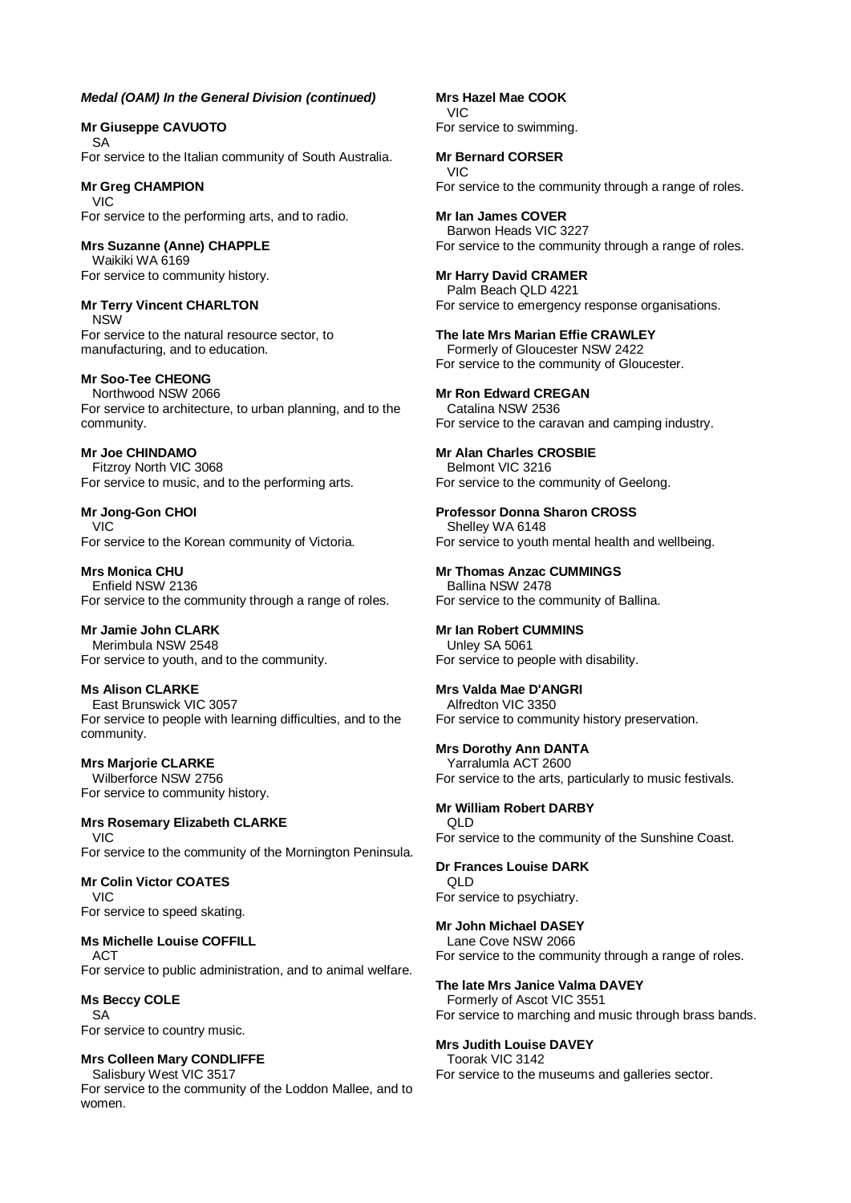***Medal (OAM) In the General Division (continued)***

**Mr Giuseppe CAVUOTO**
SA
For service to the Italian community of South Australia.

**Mr Greg CHAMPION**
VIC
For service to the performing arts, and to radio.

**Mrs Suzanne (Anne) CHAPPLE**
Waikiki WA 6169
For service to community history.

**Mr Terry Vincent CHARLTON**
NSW
For service to the natural resource sector, to manufacturing, and to education.

**Mr Soo-Tee CHEONG**
Northwood NSW 2066
For service to architecture, to urban planning, and to the community.

**Mr Joe CHINDAMO**
Fitzroy North VIC 3068
For service to music, and to the performing arts.

**Mr Jong-Gon CHOI**
VIC
For service to the Korean community of Victoria.

**Mrs Monica CHU**
Enfield NSW 2136
For service to the community through a range of roles.

**Mr Jamie John CLARK**
Merimbula NSW 2548
For service to youth, and to the community.

**Ms Alison CLARKE**
East Brunswick VIC 3057
For service to people with learning difficulties, and to the community.

**Mrs Marjorie CLARKE**
Wilberforce NSW 2756
For service to community history.

**Mrs Rosemary Elizabeth CLARKE**
VIC
For service to the community of the Mornington Peninsula.

**Mr Colin Victor COATES**
VIC
For service to speed skating.

**Ms Michelle Louise COFFILL**
ACT
For service to public administration, and to animal welfare.

**Ms Beccy COLE**
SA
For service to country music.

**Mrs Colleen Mary CONDLIFFE**
Salisbury West VIC 3517
For service to the community of the Loddon Mallee, and to women.

**Mrs Hazel Mae COOK**
VIC
For service to swimming.

**Mr Bernard CORSER**
VIC
For service to the community through a range of roles.

**Mr Ian James COVER**
Barwon Heads VIC 3227
For service to the community through a range of roles.

**Mr Harry David CRAMER**
Palm Beach QLD 4221
For service to emergency response organisations.

**The late Mrs Marian Effie CRAWLEY**
Formerly of Gloucester NSW 2422
For service to the community of Gloucester.

**Mr Ron Edward CREGAN**
Catalina NSW 2536
For service to the caravan and camping industry.

**Mr Alan Charles CROSBIE**
Belmont VIC 3216
For service to the community of Geelong.

**Professor Donna Sharon CROSS**
Shelley WA 6148
For service to youth mental health and wellbeing.

**Mr Thomas Anzac CUMMINGS**
Ballina NSW 2478
For service to the community of Ballina.

**Mr Ian Robert CUMMINS**
Unley SA 5061
For service to people with disability.

**Mrs Valda Mae D'ANGRI**
Alfredton VIC 3350
For service to community history preservation.

**Mrs Dorothy Ann DANTA**
Yarralumla ACT 2600
For service to the arts, particularly to music festivals.

**Mr William Robert DARBY**
QLD
For service to the community of the Sunshine Coast.

**Dr Frances Louise DARK**
QLD
For service to psychiatry.

**Mr John Michael DASEY**
Lane Cove NSW 2066
For service to the community through a range of roles.

**The late Mrs Janice Valma DAVEY**
Formerly of Ascot VIC 3551
For service to marching and music through brass bands.

**Mrs Judith Louise DAVEY**
Toorak VIC 3142
For service to the museums and galleries sector.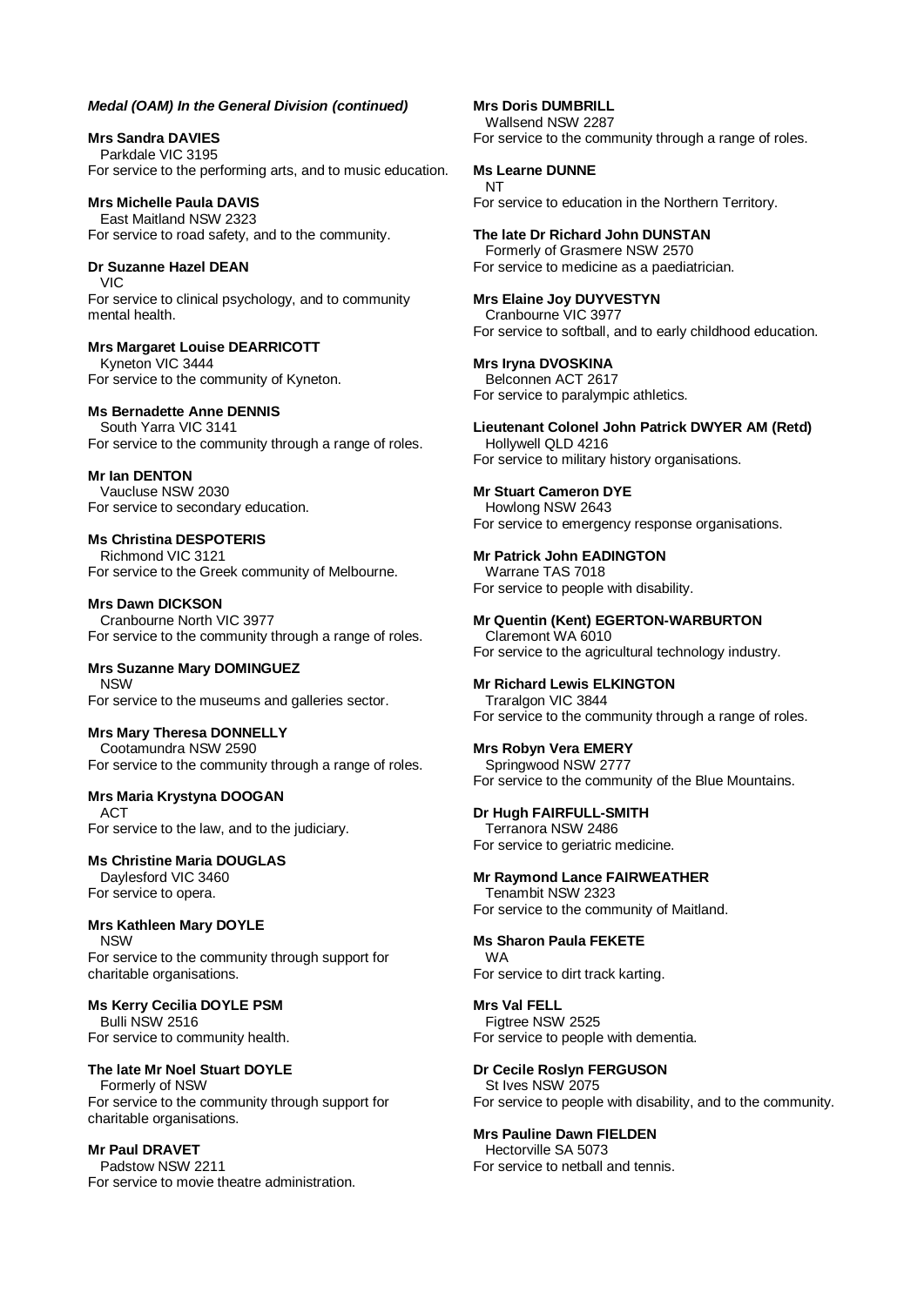***Medal (OAM) In the General Division (continued)***

**Mrs Sandra DAVIES**
Parkdale VIC 3195
For service to the performing arts, and to music education.

**Mrs Michelle Paula DAVIS**
East Maitland NSW 2323
For service to road safety, and to the community.

**Dr Suzanne Hazel DEAN**
VIC
For service to clinical psychology, and to community mental health.

**Mrs Margaret Louise DEARRICOTT**
Kyneton VIC 3444
For service to the community of Kyneton.

**Ms Bernadette Anne DENNIS**
South Yarra VIC 3141
For service to the community through a range of roles.

**Mr Ian DENTON**
Vaucluse NSW 2030
For service to secondary education.

**Ms Christina DESPOTERIS**
Richmond VIC 3121
For service to the Greek community of Melbourne.

**Mrs Dawn DICKSON**
Cranbourne North VIC 3977
For service to the community through a range of roles.

**Mrs Suzanne Mary DOMINGUEZ**
NSW
For service to the museums and galleries sector.

**Mrs Mary Theresa DONNELLY**
Cootamundra NSW 2590
For service to the community through a range of roles.

**Mrs Maria Krystyna DOOGAN**
ACT
For service to the law, and to the judiciary.

**Ms Christine Maria DOUGLAS**
Daylesford VIC 3460
For service to opera.

**Mrs Kathleen Mary DOYLE**
NSW
For service to the community through support for charitable organisations.

**Ms Kerry Cecilia DOYLE PSM**
Bulli NSW 2516
For service to community health.

**The late Mr Noel Stuart DOYLE**
Formerly of NSW
For service to the community through support for charitable organisations.

**Mr Paul DRAVET**
Padstow NSW 2211
For service to movie theatre administration.

**Mrs Doris DUMBRILL**
Wallsend NSW 2287
For service to the community through a range of roles.

**Ms Learne DUNNE**
NT
For service to education in the Northern Territory.

**The late Dr Richard John DUNSTAN**
Formerly of Grasmere NSW 2570
For service to medicine as a paediatrician.

**Mrs Elaine Joy DUYVESTYN**
Cranbourne VIC 3977
For service to softball, and to early childhood education.

**Mrs Iryna DVOSKINA**
Belconnen ACT 2617
For service to paralympic athletics.

**Lieutenant Colonel John Patrick DWYER AM (Retd)**
Hollywell QLD 4216
For service to military history organisations.

**Mr Stuart Cameron DYE**
Howlong NSW 2643
For service to emergency response organisations.

**Mr Patrick John EADINGTON**
Warrane TAS 7018
For service to people with disability.

**Mr Quentin (Kent) EGERTON-WARBURTON**
Claremont WA 6010
For service to the agricultural technology industry.

**Mr Richard Lewis ELKINGTON**
Traralgon VIC 3844
For service to the community through a range of roles.

**Mrs Robyn Vera EMERY**
Springwood NSW 2777
For service to the community of the Blue Mountains.

**Dr Hugh FAIRFULL-SMITH**
Terranora NSW 2486
For service to geriatric medicine.

**Mr Raymond Lance FAIRWEATHER**
Tenambit NSW 2323
For service to the community of Maitland.

**Ms Sharon Paula FEKETE**
WA
For service to dirt track karting.

**Mrs Val FELL**
Figtree NSW 2525
For service to people with dementia.

**Dr Cecile Roslyn FERGUSON**
St Ives NSW 2075
For service to people with disability, and to the community.

**Mrs Pauline Dawn FIELDEN**
Hectorville SA 5073
For service to netball and tennis.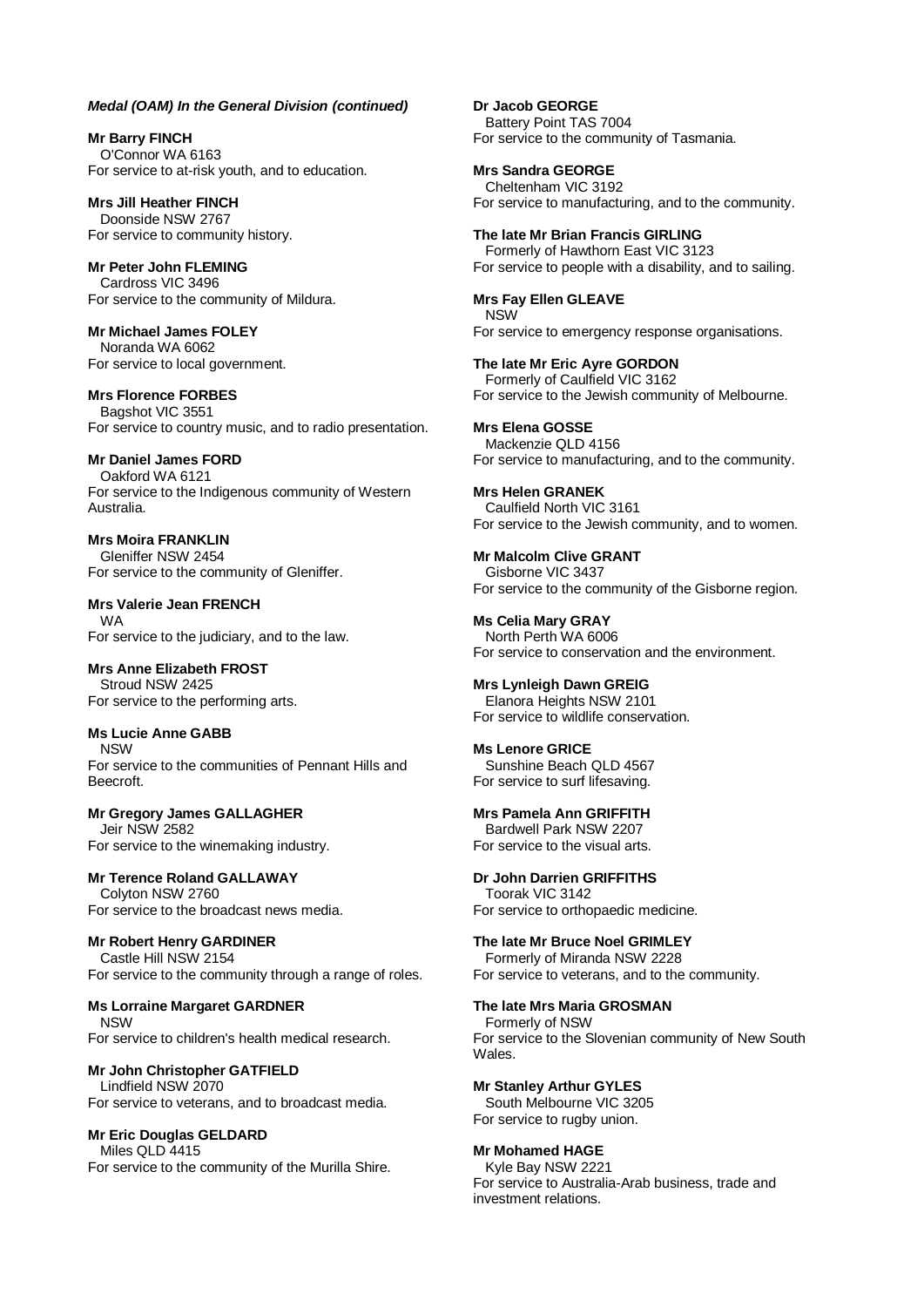***Medal (OAM) In the General Division (continued)***

**Mr Barry FINCH**
O'Connor WA 6163
For service to at-risk youth, and to education.

**Mrs Jill Heather FINCH**
Doonside NSW 2767
For service to community history.

**Mr Peter John FLEMING**
Cardross VIC 3496
For service to the community of Mildura.

**Mr Michael James FOLEY**
Noranda WA 6062
For service to local government.

**Mrs Florence FORBES**
Bagshot VIC 3551
For service to country music, and to radio presentation.

**Mr Daniel James FORD**
Oakford WA 6121
For service to the Indigenous community of Western Australia.

**Mrs Moira FRANKLIN**
Gleniffer NSW 2454
For service to the community of Gleniffer.

**Mrs Valerie Jean FRENCH**
WA
For service to the judiciary, and to the law.

**Mrs Anne Elizabeth FROST**
Stroud NSW 2425
For service to the performing arts.

**Ms Lucie Anne GABB**
NSW
For service to the communities of Pennant Hills and Beecroft.

**Mr Gregory James GALLAGHER**
Jeir NSW 2582
For service to the winemaking industry.

**Mr Terence Roland GALLAWAY**
Colyton NSW 2760
For service to the broadcast news media.

**Mr Robert Henry GARDINER**
Castle Hill NSW 2154
For service to the community through a range of roles.

**Ms Lorraine Margaret GARDNER**
NSW
For service to children's health medical research.

**Mr John Christopher GATFIELD**
Lindfield NSW 2070
For service to veterans, and to broadcast media.

**Mr Eric Douglas GELDARD**
Miles QLD 4415
For service to the community of the Murilla Shire.

**Dr Jacob GEORGE**
Battery Point TAS 7004
For service to the community of Tasmania.

**Mrs Sandra GEORGE**
Cheltenham VIC 3192
For service to manufacturing, and to the community.

**The late Mr Brian Francis GIRLING**
Formerly of Hawthorn East VIC 3123
For service to people with a disability, and to sailing.

**Mrs Fay Ellen GLEAVE**
NSW
For service to emergency response organisations.

**The late Mr Eric Ayre GORDON**
Formerly of Caulfield VIC 3162
For service to the Jewish community of Melbourne.

**Mrs Elena GOSSE**
Mackenzie QLD 4156
For service to manufacturing, and to the community.

**Mrs Helen GRANEK**
Caulfield North VIC 3161
For service to the Jewish community, and to women.

**Mr Malcolm Clive GRANT**
Gisborne VIC 3437
For service to the community of the Gisborne region.

**Ms Celia Mary GRAY**
North Perth WA 6006
For service to conservation and the environment.

**Mrs Lynleigh Dawn GREIG**
Elanora Heights NSW 2101
For service to wildlife conservation.

**Ms Lenore GRICE**
Sunshine Beach QLD 4567
For service to surf lifesaving.

**Mrs Pamela Ann GRIFFITH**
Bardwell Park NSW 2207
For service to the visual arts.

**Dr John Darrien GRIFFITHS**
Toorak VIC 3142
For service to orthopaedic medicine.

**The late Mr Bruce Noel GRIMLEY**
Formerly of Miranda NSW 2228
For service to veterans, and to the community.

**The late Mrs Maria GROSMAN**
Formerly of NSW
For service to the Slovenian community of New South Wales.

**Mr Stanley Arthur GYLES**
South Melbourne VIC 3205
For service to rugby union.

**Mr Mohamed HAGE**
Kyle Bay NSW 2221
For service to Australia-Arab business, trade and investment relations.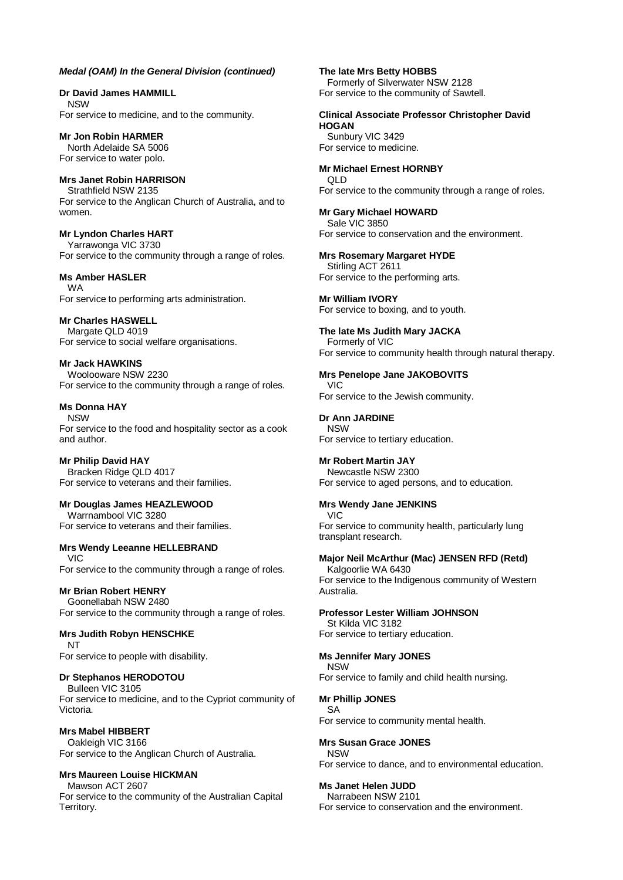***Medal (OAM) In the General Division (continued)***

**Dr David James HAMMILL**
NSW
For service to medicine, and to the community.

**Mr Jon Robin HARMER**
North Adelaide SA 5006
For service to water polo.

**Mrs Janet Robin HARRISON**
Strathfield NSW 2135
For service to the Anglican Church of Australia, and to women.

**Mr Lyndon Charles HART**
Yarrawonga VIC 3730
For service to the community through a range of roles.

**Ms Amber HASLER**
WA
For service to performing arts administration.

**Mr Charles HASWELL**
Margate QLD 4019
For service to social welfare organisations.

**Mr Jack HAWKINS**
Woolooware NSW 2230
For service to the community through a range of roles.

**Ms Donna HAY**
NSW
For service to the food and hospitality sector as a cook and author.

**Mr Philip David HAY**
Bracken Ridge QLD 4017
For service to veterans and their families.

**Mr Douglas James HEAZLEWOOD**
Warrnambool VIC 3280
For service to veterans and their families.

**Mrs Wendy Leeanne HELLEBRAND**
VIC
For service to the community through a range of roles.

**Mr Brian Robert HENRY**
Goonellabah NSW 2480
For service to the community through a range of roles.

**Mrs Judith Robyn HENSCHKE**
NT
For service to people with disability.

**Dr Stephanos HERODOTOU**
Bulleen VIC 3105
For service to medicine, and to the Cypriot community of Victoria.

**Mrs Mabel HIBBERT**
Oakleigh VIC 3166
For service to the Anglican Church of Australia.

**Mrs Maureen Louise HICKMAN**
Mawson ACT 2607
For service to the community of the Australian Capital Territory.

**The late Mrs Betty HOBBS**
Formerly of Silverwater NSW 2128
For service to the community of Sawtell.

**Clinical Associate Professor Christopher David HOGAN**
Sunbury VIC 3429
For service to medicine.

**Mr Michael Ernest HORNBY**
QLD
For service to the community through a range of roles.

**Mr Gary Michael HOWARD**
Sale VIC 3850
For service to conservation and the environment.

**Mrs Rosemary Margaret HYDE**
Stirling ACT 2611
For service to the performing arts.

**Mr William IVORY**
For service to boxing, and to youth.

**The late Ms Judith Mary JACKA**
Formerly of VIC
For service to community health through natural therapy.

**Mrs Penelope Jane JAKOBOVITS**
VIC
For service to the Jewish community.

**Dr Ann JARDINE**
NSW
For service to tertiary education.

**Mr Robert Martin JAY**
Newcastle NSW 2300
For service to aged persons, and to education.

**Mrs Wendy Jane JENKINS**
VIC
For service to community health, particularly lung transplant research.

**Major Neil McArthur (Mac) JENSEN RFD (Retd)**
Kalgoorlie WA 6430
For service to the Indigenous community of Western Australia.

**Professor Lester William JOHNSON**
St Kilda VIC 3182
For service to tertiary education.

**Ms Jennifer Mary JONES**
NSW
For service to family and child health nursing.

**Mr Phillip JONES**
SA
For service to community mental health.

**Mrs Susan Grace JONES**
NSW
For service to dance, and to environmental education.

**Ms Janet Helen JUDD**
Narrabeen NSW 2101
For service to conservation and the environment.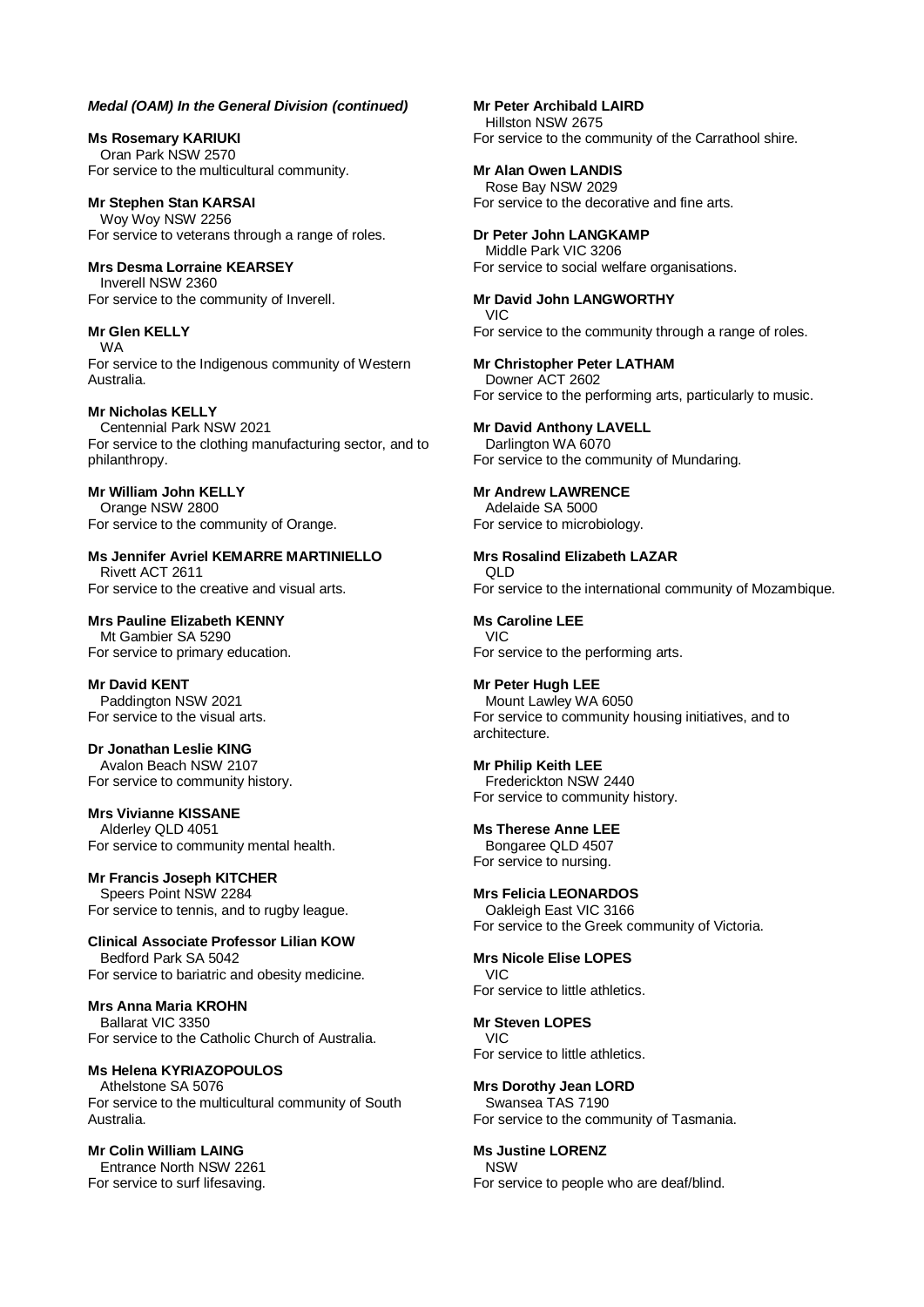***Medal (OAM) In the General Division (continued)***

**Ms Rosemary KARIUKI**
Oran Park NSW 2570
For service to the multicultural community.

**Mr Stephen Stan KARSAI**
Woy Woy NSW 2256
For service to veterans through a range of roles.

**Mrs Desma Lorraine KEARSEY**
Inverell NSW 2360
For service to the community of Inverell.

**Mr Glen KELLY**
WA
For service to the Indigenous community of Western Australia.

**Mr Nicholas KELLY**
Centennial Park NSW 2021
For service to the clothing manufacturing sector, and to philanthropy.

**Mr William John KELLY**
Orange NSW 2800
For service to the community of Orange.

**Ms Jennifer Avriel KEMARRE MARTINIELLO**
Rivett ACT 2611
For service to the creative and visual arts.

**Mrs Pauline Elizabeth KENNY**
Mt Gambier SA 5290
For service to primary education.

**Mr David KENT**
Paddington NSW 2021
For service to the visual arts.

**Dr Jonathan Leslie KING**
Avalon Beach NSW 2107
For service to community history.

**Mrs Vivianne KISSANE**
Alderley QLD 4051
For service to community mental health.

**Mr Francis Joseph KITCHER**
Speers Point NSW 2284
For service to tennis, and to rugby league.

**Clinical Associate Professor Lilian KOW**
Bedford Park SA 5042
For service to bariatric and obesity medicine.

**Mrs Anna Maria KROHN**
Ballarat VIC 3350
For service to the Catholic Church of Australia.

**Ms Helena KYRIAZOPOULOS**
Athelstone SA 5076
For service to the multicultural community of South Australia.

**Mr Colin William LAING**
Entrance North NSW 2261
For service to surf lifesaving.

**Mr Peter Archibald LAIRD**
Hillston NSW 2675
For service to the community of the Carrathool shire.

**Mr Alan Owen LANDIS**
Rose Bay NSW 2029
For service to the decorative and fine arts.

**Dr Peter John LANGKAMP**
Middle Park VIC 3206
For service to social welfare organisations.

**Mr David John LANGWORTHY**
VIC
For service to the community through a range of roles.

**Mr Christopher Peter LATHAM**
Downer ACT 2602
For service to the performing arts, particularly to music.

**Mr David Anthony LAVELL**
Darlington WA 6070
For service to the community of Mundaring.

**Mr Andrew LAWRENCE**
Adelaide SA 5000
For service to microbiology.

**Mrs Rosalind Elizabeth LAZAR**
QLD
For service to the international community of Mozambique.

**Ms Caroline LEE**
VIC
For service to the performing arts.

**Mr Peter Hugh LEE**
Mount Lawley WA 6050
For service to community housing initiatives, and to architecture.

**Mr Philip Keith LEE**
Frederickton NSW 2440
For service to community history.

**Ms Therese Anne LEE**
Bongaree QLD 4507
For service to nursing.

**Mrs Felicia LEONARDOS**
Oakleigh East VIC 3166
For service to the Greek community of Victoria.

**Mrs Nicole Elise LOPES**
VIC
For service to little athletics.

**Mr Steven LOPES**
VIC
For service to little athletics.

**Mrs Dorothy Jean LORD**
Swansea TAS 7190
For service to the community of Tasmania.

**Ms Justine LORENZ**
NSW
For service to people who are deaf/blind.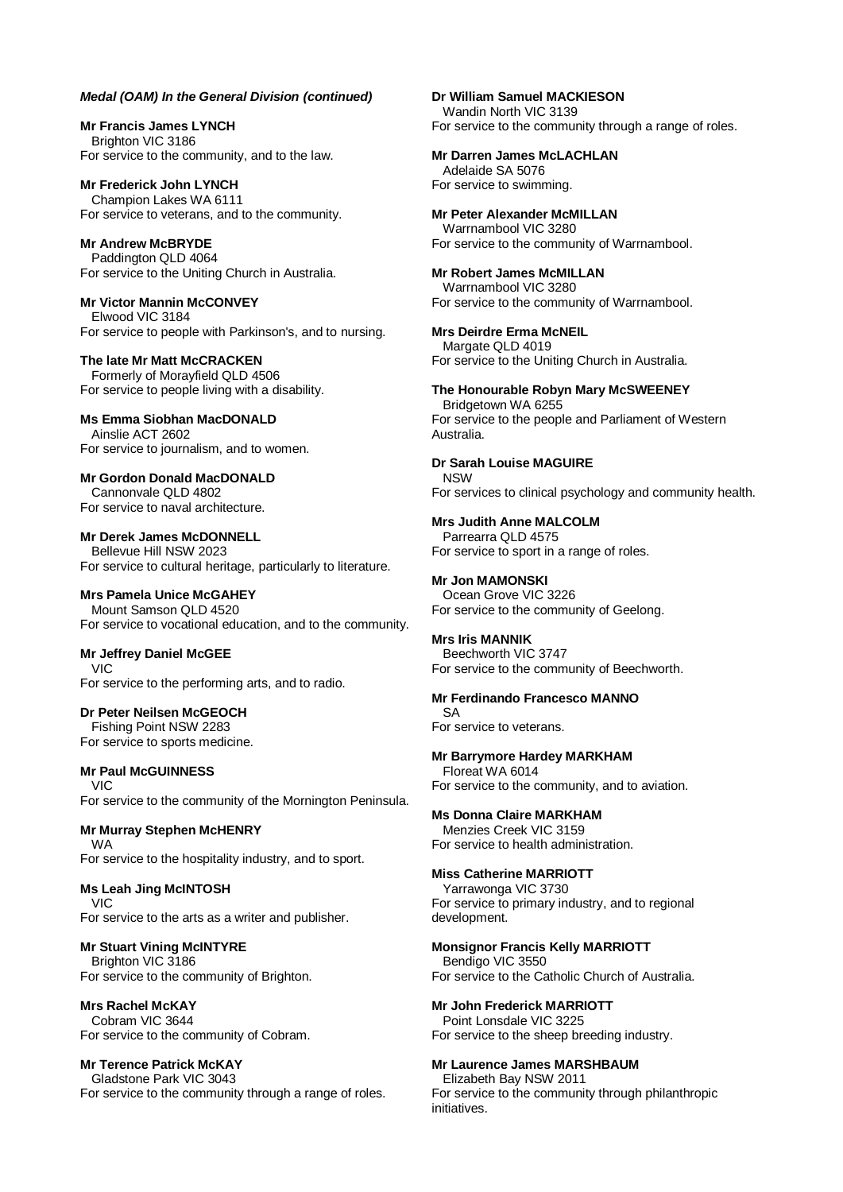***Medal (OAM) In the General Division (continued)***

**Mr Francis James LYNCH**
Brighton VIC 3186
For service to the community, and to the law.

**Mr Frederick John LYNCH**
Champion Lakes WA 6111
For service to veterans, and to the community.

**Mr Andrew McBRYDE**
Paddington QLD 4064
For service to the Uniting Church in Australia.

**Mr Victor Mannin McCONVEY**
Elwood VIC 3184
For service to people with Parkinson's, and to nursing.

**The late Mr Matt McCRACKEN**
Formerly of Morayfield QLD 4506
For service to people living with a disability.

**Ms Emma Siobhan MacDONALD**
Ainslie ACT 2602
For service to journalism, and to women.

**Mr Gordon Donald MacDONALD**
Cannonvale QLD 4802
For service to naval architecture.

**Mr Derek James McDONNELL**
Bellevue Hill NSW 2023
For service to cultural heritage, particularly to literature.

**Mrs Pamela Unice McGAHEY**
Mount Samson QLD 4520
For service to vocational education, and to the community.

**Mr Jeffrey Daniel McGEE**
VIC
For service to the performing arts, and to radio.

**Dr Peter Neilsen McGEOCH**
Fishing Point NSW 2283
For service to sports medicine.

**Mr Paul McGUINNESS**
VIC
For service to the community of the Mornington Peninsula.

**Mr Murray Stephen McHENRY**
WA
For service to the hospitality industry, and to sport.

**Ms Leah Jing McINTOSH**
VIC
For service to the arts as a writer and publisher.

**Mr Stuart Vining McINTYRE**
Brighton VIC 3186
For service to the community of Brighton.

**Mrs Rachel McKAY**
Cobram VIC 3644
For service to the community of Cobram.

**Mr Terence Patrick McKAY**
Gladstone Park VIC 3043
For service to the community through a range of roles.

**Dr William Samuel MACKIESON**
Wandin North VIC 3139
For service to the community through a range of roles.

**Mr Darren James McLACHLAN**
Adelaide SA 5076
For service to swimming.

**Mr Peter Alexander McMILLAN**
Warrnambool VIC 3280
For service to the community of Warrnambool.

**Mr Robert James McMILLAN**
Warrnambool VIC 3280
For service to the community of Warrnambool.

**Mrs Deirdre Erma McNEIL**
Margate QLD 4019
For service to the Uniting Church in Australia.

**The Honourable Robyn Mary McSWEENEY**
Bridgetown WA 6255
For service to the people and Parliament of Western Australia.

**Dr Sarah Louise MAGUIRE**
NSW
For services to clinical psychology and community health.

**Mrs Judith Anne MALCOLM**
Parrearra QLD 4575
For service to sport in a range of roles.

**Mr Jon MAMONSKI**
Ocean Grove VIC 3226
For service to the community of Geelong.

**Mrs Iris MANNIK**
Beechworth VIC 3747
For service to the community of Beechworth.

**Mr Ferdinando Francesco MANNO**
SA
For service to veterans.

**Mr Barrymore Hardey MARKHAM**
Floreat WA 6014
For service to the community, and to aviation.

**Ms Donna Claire MARKHAM**
Menzies Creek VIC 3159
For service to health administration.

**Miss Catherine MARRIOTT**
Yarrawonga VIC 3730
For service to primary industry, and to regional development.

**Monsignor Francis Kelly MARRIOTT**
Bendigo VIC 3550
For service to the Catholic Church of Australia.

**Mr John Frederick MARRIOTT**
Point Lonsdale VIC 3225
For service to the sheep breeding industry.

**Mr Laurence James MARSHBAUM**
Elizabeth Bay NSW 2011
For service to the community through philanthropic initiatives.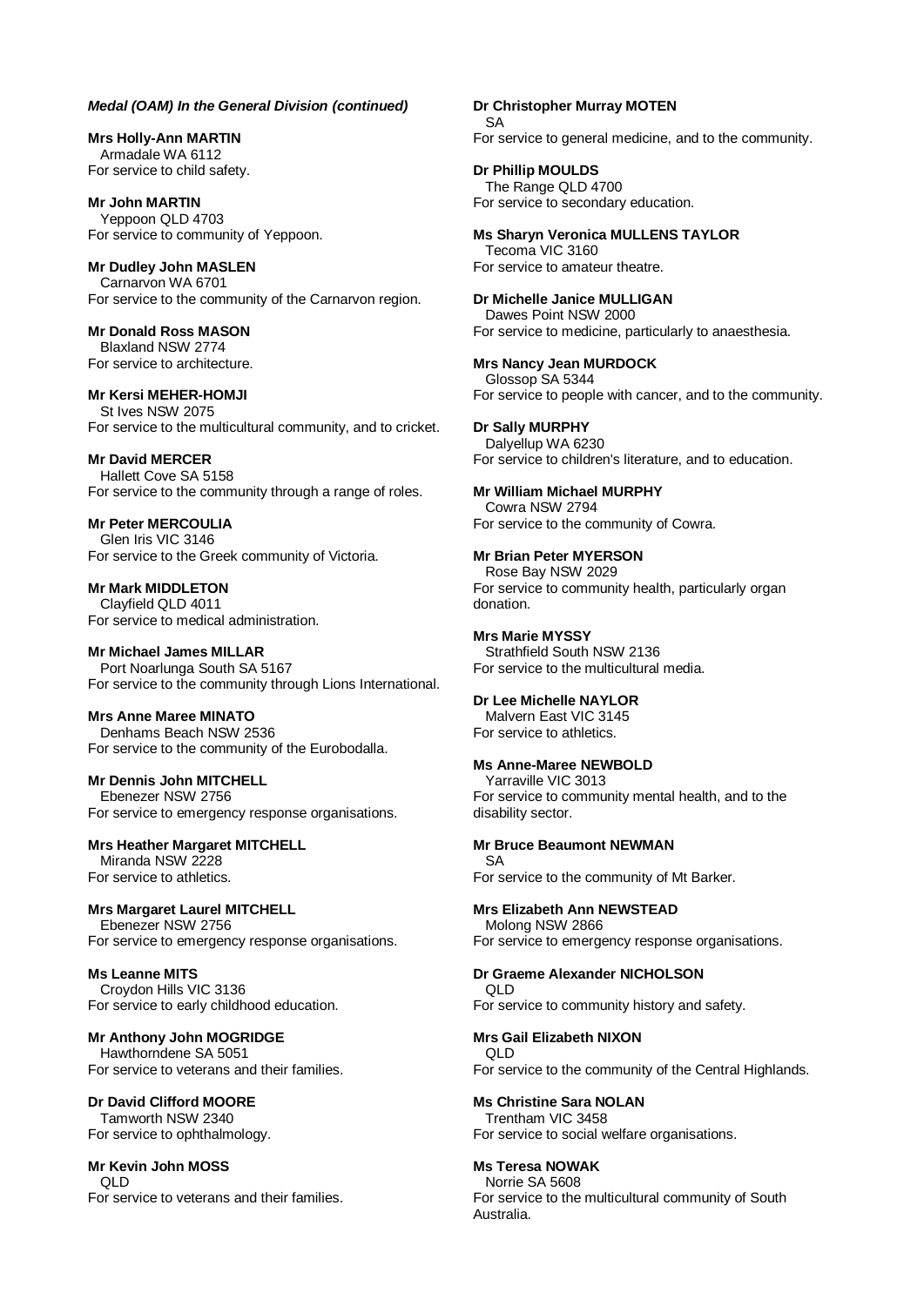***Medal (OAM) In the General Division (continued)***

**Mrs Holly-Ann MARTIN**
Armadale WA 6112
For service to child safety.

**Mr John MARTIN**
Yeppoon QLD 4703
For service to community of Yeppoon.

**Mr Dudley John MASLEN**
Carnarvon WA 6701
For service to the community of the Carnarvon region.

**Mr Donald Ross MASON**
Blaxland NSW 2774
For service to architecture.

**Mr Kersi MEHER-HOMJI**
St Ives NSW 2075
For service to the multicultural community, and to cricket.

**Mr David MERCER**
Hallett Cove SA 5158
For service to the community through a range of roles.

**Mr Peter MERCOULIA**
Glen Iris VIC 3146
For service to the Greek community of Victoria.

**Mr Mark MIDDLETON**
Clayfield QLD 4011
For service to medical administration.

**Mr Michael James MILLAR**
Port Noarlunga South SA 5167
For service to the community through Lions International.

**Mrs Anne Maree MINATO**
Denhams Beach NSW 2536
For service to the community of the Eurobodalla.

**Mr Dennis John MITCHELL**
Ebenezer NSW 2756
For service to emergency response organisations.

**Mrs Heather Margaret MITCHELL**
Miranda NSW 2228
For service to athletics.

**Mrs Margaret Laurel MITCHELL**
Ebenezer NSW 2756
For service to emergency response organisations.

**Ms Leanne MITS**
Croydon Hills VIC 3136
For service to early childhood education.

**Mr Anthony John MOGRIDGE**
Hawthorndene SA 5051
For service to veterans and their families.

**Dr David Clifford MOORE**
Tamworth NSW 2340
For service to ophthalmology.

**Mr Kevin John MOSS**
QLD
For service to veterans and their families.

**Dr Christopher Murray MOTEN**
SA
For service to general medicine, and to the community.

**Dr Phillip MOULDS**
The Range QLD 4700
For service to secondary education.

**Ms Sharyn Veronica MULLENS TAYLOR**
Tecoma VIC 3160
For service to amateur theatre.

**Dr Michelle Janice MULLIGAN**
Dawes Point NSW 2000
For service to medicine, particularly to anaesthesia.

**Mrs Nancy Jean MURDOCK**
Glossop SA 5344
For service to people with cancer, and to the community.

**Dr Sally MURPHY**
Dalyellup WA 6230
For service to children's literature, and to education.

**Mr William Michael MURPHY**
Cowra NSW 2794
For service to the community of Cowra.

**Mr Brian Peter MYERSON**
Rose Bay NSW 2029
For service to community health, particularly organ donation.

**Mrs Marie MYSSY**
Strathfield South NSW 2136
For service to the multicultural media.

**Dr Lee Michelle NAYLOR**
Malvern East VIC 3145
For service to athletics.

**Ms Anne-Maree NEWBOLD**
Yarraville VIC 3013
For service to community mental health, and to the disability sector.

**Mr Bruce Beaumont NEWMAN**
SA
For service to the community of Mt Barker.

**Mrs Elizabeth Ann NEWSTEAD**
Molong NSW 2866
For service to emergency response organisations.

**Dr Graeme Alexander NICHOLSON**
QLD
For service to community history and safety.

**Mrs Gail Elizabeth NIXON**
QLD
For service to the community of the Central Highlands.

**Ms Christine Sara NOLAN**
Trentham VIC 3458
For service to social welfare organisations.

**Ms Teresa NOWAK**
Norrie SA 5608
For service to the multicultural community of South Australia.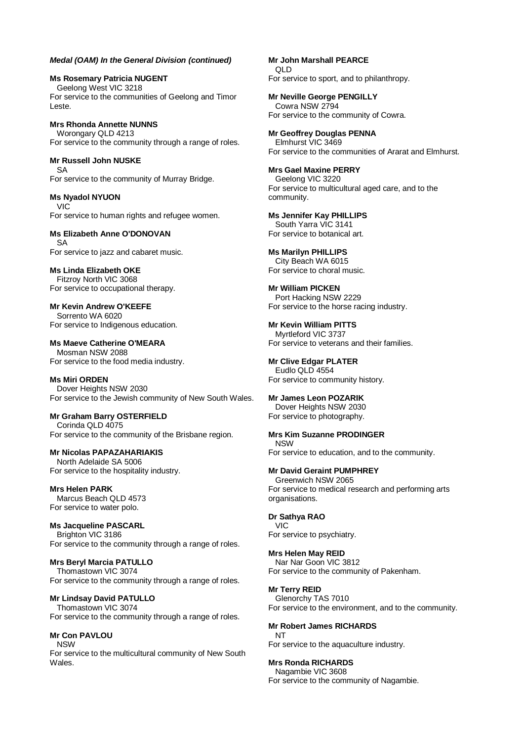***Medal (OAM) In the General Division (continued)***

**Ms Rosemary Patricia NUGENT**
Geelong West VIC 3218
For service to the communities of Geelong and Timor Leste.

**Mrs Rhonda Annette NUNNS**
Worongary QLD 4213
For service to the community through a range of roles.

**Mr Russell John NUSKE**
SA
For service to the community of Murray Bridge.

**Ms Nyadol NYUON**
VIC
For service to human rights and refugee women.

**Ms Elizabeth Anne O'DONOVAN**
SA
For service to jazz and cabaret music.

**Ms Linda Elizabeth OKE**
Fitzroy North VIC 3068
For service to occupational therapy.

**Mr Kevin Andrew O'KEEFE**
Sorrento WA 6020
For service to Indigenous education.

**Ms Maeve Catherine O'MEARA**
Mosman NSW 2088
For service to the food media industry.

**Ms Miri ORDEN**
Dover Heights NSW 2030
For service to the Jewish community of New South Wales.

**Mr Graham Barry OSTERFIELD**
Corinda QLD 4075
For service to the community of the Brisbane region.

**Mr Nicolas PAPAZAHARIAKIS**
North Adelaide SA 5006
For service to the hospitality industry.

**Mrs Helen PARK**
Marcus Beach QLD 4573
For service to water polo.

**Ms Jacqueline PASCARL**
Brighton VIC 3186
For service to the community through a range of roles.

**Mrs Beryl Marcia PATULLO**
Thomastown VIC 3074
For service to the community through a range of roles.

**Mr Lindsay David PATULLO**
Thomastown VIC 3074
For service to the community through a range of roles.

**Mr Con PAVLOU**
NSW
For service to the multicultural community of New South Wales.

**Mr John Marshall PEARCE**
QLD
For service to sport, and to philanthropy.

**Mr Neville George PENGILLY**
Cowra NSW 2794
For service to the community of Cowra.

**Mr Geoffrey Douglas PENNA**
Elmhurst VIC 3469
For service to the communities of Ararat and Elmhurst.

**Mrs Gael Maxine PERRY**
Geelong VIC 3220
For service to multicultural aged care, and to the community.

**Ms Jennifer Kay PHILLIPS**
South Yarra VIC 3141
For service to botanical art.

**Ms Marilyn PHILLIPS**
City Beach WA 6015
For service to choral music.

**Mr William PICKEN**
Port Hacking NSW 2229
For service to the horse racing industry.

**Mr Kevin William PITTS**
Myrtleford VIC 3737
For service to veterans and their families.

**Mr Clive Edgar PLATER**
Eudlo QLD 4554
For service to community history.

**Mr James Leon POZARIK**
Dover Heights NSW 2030
For service to photography.

**Mrs Kim Suzanne PRODINGER**
NSW
For service to education, and to the community.

**Mr David Geraint PUMPHREY**
Greenwich NSW 2065
For service to medical research and performing arts organisations.

**Dr Sathya RAO**
VIC
For service to psychiatry.

**Mrs Helen May REID**
Nar Nar Goon VIC 3812
For service to the community of Pakenham.

**Mr Terry REID**
Glenorchy TAS 7010
For service to the environment, and to the community.

**Mr Robert James RICHARDS**
NT
For service to the aquaculture industry.

**Mrs Ronda RICHARDS**
Nagambie VIC 3608
For service to the community of Nagambie.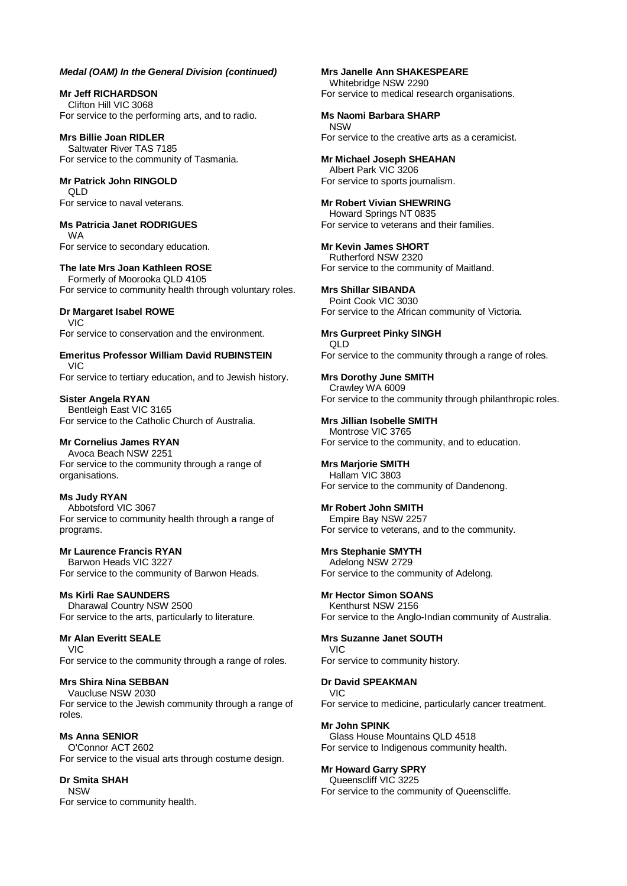***Medal (OAM) In the General Division (continued)***

**Mr Jeff RICHARDSON**
Clifton Hill VIC 3068
For service to the performing arts, and to radio.

**Mrs Billie Joan RIDLER**
Saltwater River TAS 7185
For service to the community of Tasmania.

**Mr Patrick John RINGOLD**
QLD
For service to naval veterans.

**Ms Patricia Janet RODRIGUES**
WA
For service to secondary education.

**The late Mrs Joan Kathleen ROSE**
Formerly of Moorooka QLD 4105
For service to community health through voluntary roles.

**Dr Margaret Isabel ROWE**
VIC
For service to conservation and the environment.

**Emeritus Professor William David RUBINSTEIN**
VIC
For service to tertiary education, and to Jewish history.

**Sister Angela RYAN**
Bentleigh East VIC 3165
For service to the Catholic Church of Australia.

**Mr Cornelius James RYAN**
Avoca Beach NSW 2251
For service to the community through a range of organisations.

**Ms Judy RYAN**
Abbotsford VIC 3067
For service to community health through a range of programs.

**Mr Laurence Francis RYAN**
Barwon Heads VIC 3227
For service to the community of Barwon Heads.

**Ms Kirli Rae SAUNDERS**
Dharawal Country NSW 2500
For service to the arts, particularly to literature.

**Mr Alan Everitt SEALE**
VIC
For service to the community through a range of roles.

**Mrs Shira Nina SEBBAN**
Vaucluse NSW 2030
For service to the Jewish community through a range of roles.

**Ms Anna SENIOR**
O'Connor ACT 2602
For service to the visual arts through costume design.

**Dr Smita SHAH**
NSW
For service to community health.

**Mrs Janelle Ann SHAKESPEARE**
Whitebridge NSW 2290
For service to medical research organisations.

**Ms Naomi Barbara SHARP**
NSW
For service to the creative arts as a ceramicist.

**Mr Michael Joseph SHEAHAN**
Albert Park VIC 3206
For service to sports journalism.

**Mr Robert Vivian SHEWRING**
Howard Springs NT 0835
For service to veterans and their families.

**Mr Kevin James SHORT**
Rutherford NSW 2320
For service to the community of Maitland.

**Mrs Shillar SIBANDA**
Point Cook VIC 3030
For service to the African community of Victoria.

**Mrs Gurpreet Pinky SINGH**
QLD
For service to the community through a range of roles.

**Mrs Dorothy June SMITH**
Crawley WA 6009
For service to the community through philanthropic roles.

**Mrs Jillian Isobelle SMITH**
Montrose VIC 3765
For service to the community, and to education.

**Mrs Marjorie SMITH**
Hallam VIC 3803
For service to the community of Dandenong.

**Mr Robert John SMITH**
Empire Bay NSW 2257
For service to veterans, and to the community.

**Mrs Stephanie SMYTH**
Adelong NSW 2729
For service to the community of Adelong.

**Mr Hector Simon SOANS**
Kenthurst NSW 2156
For service to the Anglo-Indian community of Australia.

**Mrs Suzanne Janet SOUTH**
VIC
For service to community history.

**Dr David SPEAKMAN**
VIC
For service to medicine, particularly cancer treatment.

**Mr John SPINK**
Glass House Mountains QLD 4518
For service to Indigenous community health.

**Mr Howard Garry SPRY**
Queenscliff VIC 3225
For service to the community of Queenscliffe.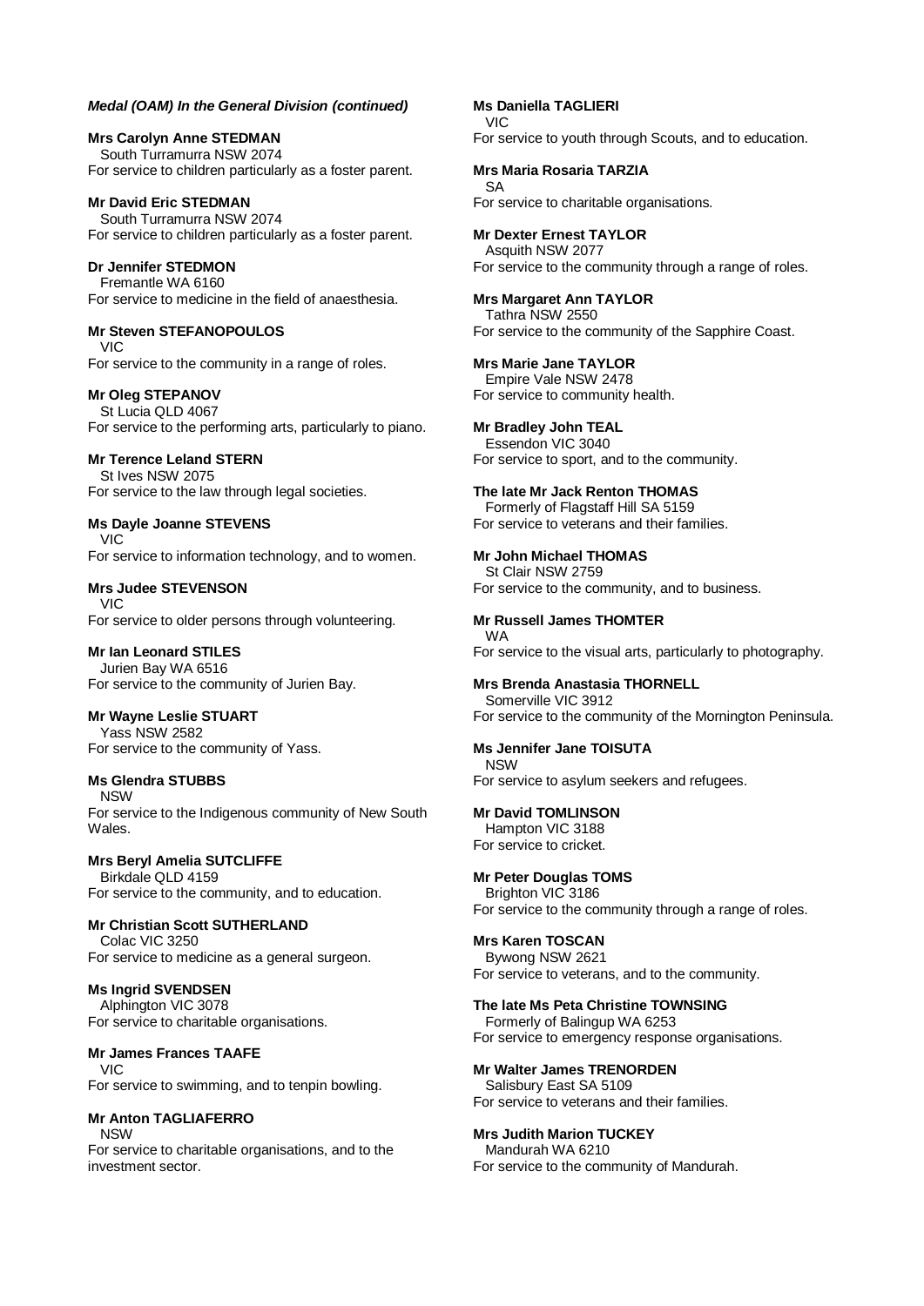***Medal (OAM) In the General Division (continued)***

**Mrs Carolyn Anne STEDMAN**
South Turramurra NSW 2074
For service to children particularly as a foster parent.

**Mr David Eric STEDMAN**
South Turramurra NSW 2074
For service to children particularly as a foster parent.

**Dr Jennifer STEDMON**
Fremantle WA 6160
For service to medicine in the field of anaesthesia.

**Mr Steven STEFANOPOULOS**
VIC
For service to the community in a range of roles.

**Mr Oleg STEPANOV**
St Lucia QLD 4067
For service to the performing arts, particularly to piano.

**Mr Terence Leland STERN**
St Ives NSW 2075
For service to the law through legal societies.

**Ms Dayle Joanne STEVENS**
VIC
For service to information technology, and to women.

**Mrs Judee STEVENSON**
VIC
For service to older persons through volunteering.

**Mr Ian Leonard STILES**
Jurien Bay WA 6516
For service to the community of Jurien Bay.

**Mr Wayne Leslie STUART**
Yass NSW 2582
For service to the community of Yass.

**Ms Glendra STUBBS**
NSW
For service to the Indigenous community of New South Wales.

**Mrs Beryl Amelia SUTCLIFFE**
Birkdale QLD 4159
For service to the community, and to education.

**Mr Christian Scott SUTHERLAND**
Colac VIC 3250
For service to medicine as a general surgeon.

**Ms Ingrid SVENDSEN**
Alphington VIC 3078
For service to charitable organisations.

**Mr James Frances TAAFE**
VIC
For service to swimming, and to tenpin bowling.

**Mr Anton TAGLIAFERRO**
NSW
For service to charitable organisations, and to the investment sector.

**Ms Daniella TAGLIERI**
VIC
For service to youth through Scouts, and to education.

**Mrs Maria Rosaria TARZIA**
SA
For service to charitable organisations.

**Mr Dexter Ernest TAYLOR**
Asquith NSW 2077
For service to the community through a range of roles.

**Mrs Margaret Ann TAYLOR**
Tathra NSW 2550
For service to the community of the Sapphire Coast.

**Mrs Marie Jane TAYLOR**
Empire Vale NSW 2478
For service to community health.

**Mr Bradley John TEAL**
Essendon VIC 3040
For service to sport, and to the community.

**The late Mr Jack Renton THOMAS**
Formerly of Flagstaff Hill SA 5159
For service to veterans and their families.

**Mr John Michael THOMAS**
St Clair NSW 2759
For service to the community, and to business.

**Mr Russell James THOMTER**
WA
For service to the visual arts, particularly to photography.

**Mrs Brenda Anastasia THORNELL**
Somerville VIC 3912
For service to the community of the Mornington Peninsula.

**Ms Jennifer Jane TOISUTA**
NSW
For service to asylum seekers and refugees.

**Mr David TOMLINSON**
Hampton VIC 3188
For service to cricket.

**Mr Peter Douglas TOMS**
Brighton VIC 3186
For service to the community through a range of roles.

**Mrs Karen TOSCAN**
Bywong NSW 2621
For service to veterans, and to the community.

**The late Ms Peta Christine TOWNSING**
Formerly of Balingup WA 6253
For service to emergency response organisations.

**Mr Walter James TRENORDEN**
Salisbury East SA 5109
For service to veterans and their families.

**Mrs Judith Marion TUCKEY**
Mandurah WA 6210
For service to the community of Mandurah.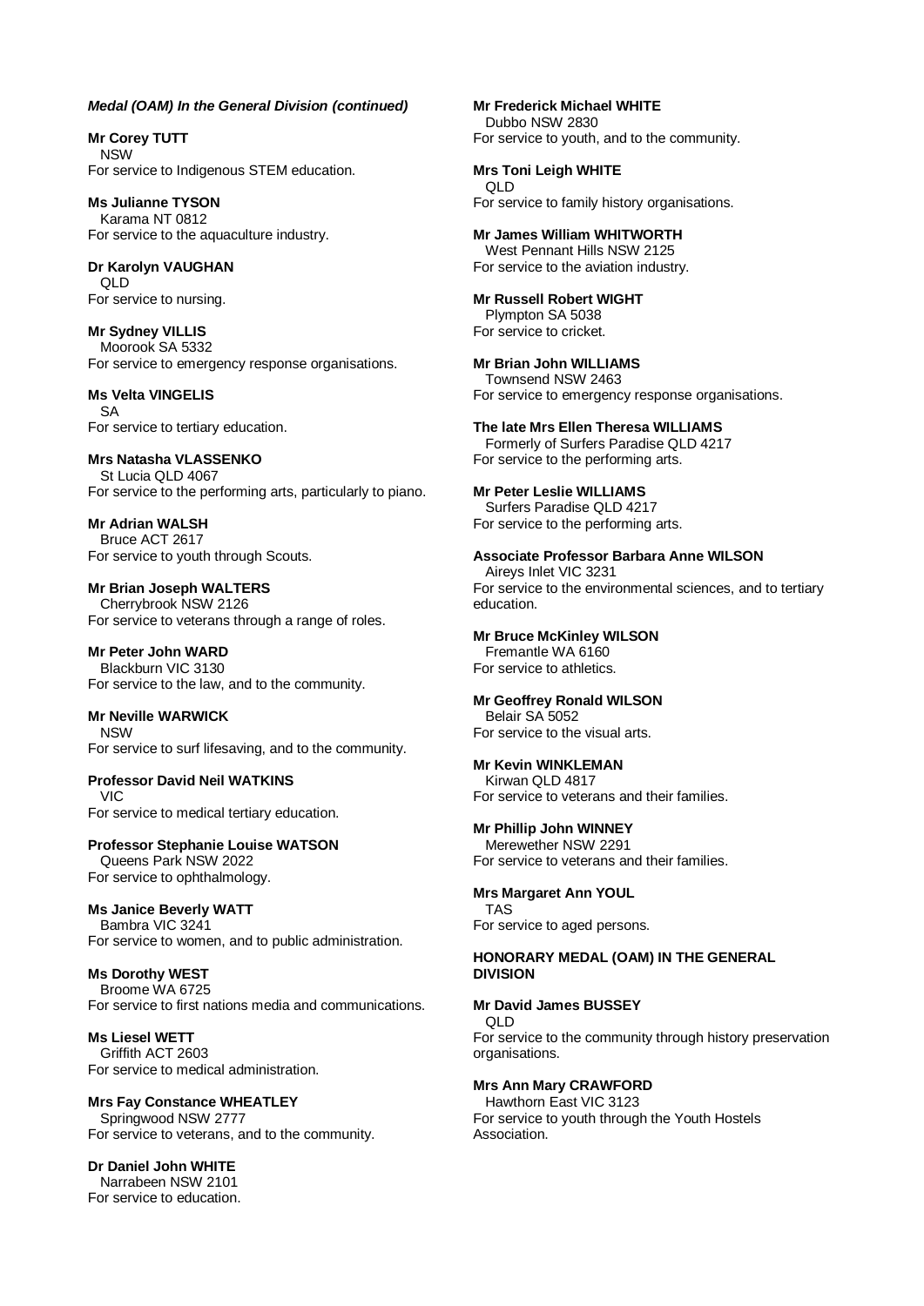***Medal (OAM) In the General Division (continued)***

**Mr Corey TUTT**
NSW
For service to Indigenous STEM education.

**Ms Julianne TYSON**
Karama NT 0812
For service to the aquaculture industry.

**Dr Karolyn VAUGHAN**
QLD
For service to nursing.

**Mr Sydney VILLIS**
Moorook SA 5332
For service to emergency response organisations.

**Ms Velta VINGELIS**
SA
For service to tertiary education.

**Mrs Natasha VLASSENKO**
St Lucia QLD 4067
For service to the performing arts, particularly to piano.

**Mr Adrian WALSH**
Bruce ACT 2617
For service to youth through Scouts.

**Mr Brian Joseph WALTERS**
Cherrybrook NSW 2126
For service to veterans through a range of roles.

**Mr Peter John WARD**
Blackburn VIC 3130
For service to the law, and to the community.

**Mr Neville WARWICK**
NSW
For service to surf lifesaving, and to the community.

**Professor David Neil WATKINS**
VIC
For service to medical tertiary education.

**Professor Stephanie Louise WATSON**
Queens Park NSW 2022
For service to ophthalmology.

**Ms Janice Beverly WATT**
Bambra VIC 3241
For service to women, and to public administration.

**Ms Dorothy WEST**
Broome WA 6725
For service to first nations media and communications.

**Ms Liesel WETT**
Griffith ACT 2603
For service to medical administration.

**Mrs Fay Constance WHEATLEY**
Springwood NSW 2777
For service to veterans, and to the community.

**Dr Daniel John WHITE**
Narrabeen NSW 2101
For service to education.

**Mr Frederick Michael WHITE**
Dubbo NSW 2830
For service to youth, and to the community.

**Mrs Toni Leigh WHITE**
QLD
For service to family history organisations.

**Mr James William WHITWORTH**
West Pennant Hills NSW 2125
For service to the aviation industry.

**Mr Russell Robert WIGHT**
Plympton SA 5038
For service to cricket.

**Mr Brian John WILLIAMS**
Townsend NSW 2463
For service to emergency response organisations.

**The late Mrs Ellen Theresa WILLIAMS**
Formerly of Surfers Paradise QLD 4217
For service to the performing arts.

**Mr Peter Leslie WILLIAMS**
Surfers Paradise QLD 4217
For service to the performing arts.

**Associate Professor Barbara Anne WILSON**
Aireys Inlet VIC 3231
For service to the environmental sciences, and to tertiary education.

**Mr Bruce McKinley WILSON**
Fremantle WA 6160
For service to athletics.

**Mr Geoffrey Ronald WILSON**
Belair SA 5052
For service to the visual arts.

**Mr Kevin WINKLEMAN**
Kirwan QLD 4817
For service to veterans and their families.

**Mr Phillip John WINNEY**
Merewether NSW 2291
For service to veterans and their families.

**Mrs Margaret Ann YOUL**
TAS
For service to aged persons.

**HONORARY MEDAL (OAM) IN THE GENERAL DIVISION**

**Mr David James BUSSEY**
QLD
For service to the community through history preservation organisations.

**Mrs Ann Mary CRAWFORD**
Hawthorn East VIC 3123
For service to youth through the Youth Hostels Association.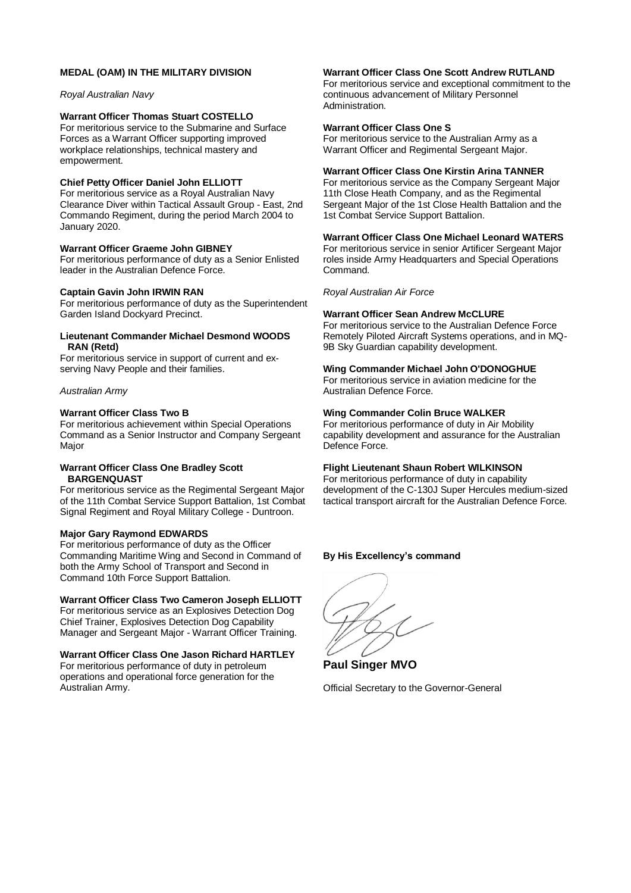**MEDAL (OAM) IN THE MILITARY DIVISION**

*Royal Australian Navy*

**Warrant Officer Thomas Stuart COSTELLO**
For meritorious service to the Submarine and Surface Forces as a Warrant Officer supporting improved workplace relationships, technical mastery and empowerment.

**Chief Petty Officer Daniel John ELLIOTT**
For meritorious service as a Royal Australian Navy Clearance Diver within Tactical Assault Group - East, 2nd Commando Regiment, during the period March 2004 to January 2020.

**Warrant Officer Graeme John GIBNEY**
For meritorious performance of duty as a Senior Enlisted leader in the Australian Defence Force.

**Captain Gavin John IRWIN RAN**
For meritorious performance of duty as the Superintendent Garden Island Dockyard Precinct.

**Lieutenant Commander Michael Desmond WOODS RAN (Retd)**
For meritorious service in support of current and ex-serving Navy People and their families.

*Australian Army*

**Warrant Officer Class Two B**
For meritorious achievement within Special Operations Command as a Senior Instructor and Company Sergeant Major

**Warrant Officer Class One Bradley Scott BARGENQUAST**
For meritorious service as the Regimental Sergeant Major of the 11th Combat Service Support Battalion, 1st Combat Signal Regiment and Royal Military College - Duntroon.

**Major Gary Raymond EDWARDS**
For meritorious performance of duty as the Officer Commanding Maritime Wing and Second in Command of both the Army School of Transport and Second in Command 10th Force Support Battalion.

**Warrant Officer Class Two Cameron Joseph ELLIOTT**
For meritorious service as an Explosives Detection Dog Chief Trainer, Explosives Detection Dog Capability Manager and Sergeant Major - Warrant Officer Training.

**Warrant Officer Class One Jason Richard HARTLEY**
For meritorious performance of duty in petroleum operations and operational force generation for the Australian Army.

**Warrant Officer Class One Scott Andrew RUTLAND**
For meritorious service and exceptional commitment to the continuous advancement of Military Personnel Administration.

**Warrant Officer Class One S**
For meritorious service to the Australian Army as a Warrant Officer and Regimental Sergeant Major.

**Warrant Officer Class One Kirstin Arina TANNER**
For meritorious service as the Company Sergeant Major 11th Close Heath Company, and as the Regimental Sergeant Major of the 1st Close Health Battalion and the 1st Combat Service Support Battalion.

**Warrant Officer Class One Michael Leonard WATERS**
For meritorious service in senior Artificer Sergeant Major roles inside Army Headquarters and Special Operations Command.

*Royal Australian Air Force*

**Warrant Officer Sean Andrew McCLURE**
For meritorious service to the Australian Defence Force Remotely Piloted Aircraft Systems operations, and in MQ-9B Sky Guardian capability development.

**Wing Commander Michael John O'DONOGHUE**
For meritorious service in aviation medicine for the Australian Defence Force.

**Wing Commander Colin Bruce WALKER**
For meritorious performance of duty in Air Mobility capability development and assurance for the Australian Defence Force.

**Flight Lieutenant Shaun Robert WILKINSON**
For meritorious performance of duty in capability development of the C-130J Super Hercules medium-sized tactical transport aircraft for the Australian Defence Force.

**By His Excellency's command**

**Paul Singer MVO**

Official Secretary to the Governor-General